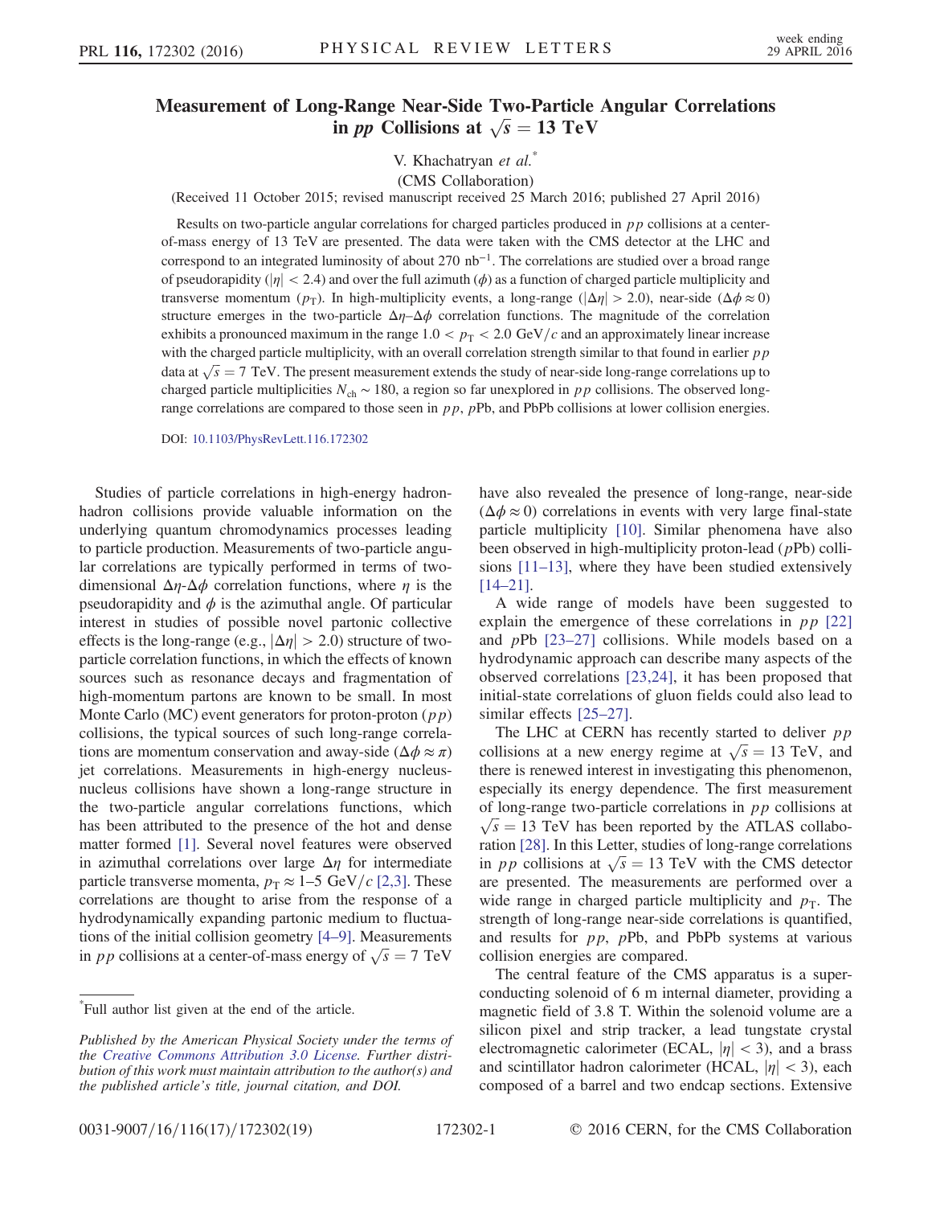# Measurement of Long-Range Near-Side Two-Particle Angular Correlations in $pp$ Collisions at $\sqrt{s} = 13$ TeV

V. Khachatryan *et al.**

(CMS Collaboration)

(Received 11 October 2015; revised manuscript received 25 March 2016; published 27 April 2016)

Results on two-particle angular correlations for charged particles produced in $pp$ collisions at a center-of-mass energy of 13 TeV are presented. The data were taken with the CMS detector at the LHC and correspond to an integrated luminosity of about 270 $\text{nb}^{-1}$. The correlations are studied over a broad range of pseudorapidity ($|\eta| < 2.4$) and over the full azimuth ($\phi$) as a function of charged particle multiplicity and transverse momentum ($p_T$). In high-multiplicity events, a long-range ($|\Delta\eta| > 2.0$), near-side ($\Delta\phi \approx 0$) structure emerges in the two-particle $\Delta\eta$–$\Delta\phi$ correlation functions. The magnitude of the correlation exhibits a pronounced maximum in the range $1.0 < p_T < 2.0$ GeV/$c$ and an approximately linear increase with the charged particle multiplicity, with an overall correlation strength similar to that found in earlier $pp$ data at $\sqrt{s} = 7$ TeV. The present measurement extends the study of near-side long-range correlations up to charged particle multiplicities $N_{\text{ch}} \sim 180$, a region so far unexplored in $pp$ collisions. The observed long-range correlations are compared to those seen in $pp$, $p$Pb, and PbPb collisions at lower collision energies.

DOI: 10.1103/PhysRevLett.116.172302

Studies of particle correlations in high-energy hadron-hadron collisions provide valuable information on the underlying quantum chromodynamics processes leading to particle production. Measurements of two-particle angular correlations are typically performed in terms of two-dimensional $\Delta\eta$-$\Delta\phi$ correlation functions, where $\eta$ is the pseudorapidity and $\phi$ is the azimuthal angle. Of particular interest in studies of possible novel partonic collective effects is the long-range (e.g., $|\Delta\eta| > 2.0$) structure of two-particle correlation functions, in which the effects of known sources such as resonance decays and fragmentation of high-momentum partons are known to be small. In most Monte Carlo (MC) event generators for proton-proton ($pp$) collisions, the typical sources of such long-range correlations are momentum conservation and away-side ($\Delta\phi \approx \pi$) jet correlations. Measurements in high-energy nucleus-nucleus collisions have shown a long-range structure in the two-particle angular correlations functions, which has been attributed to the presence of the hot and dense matter formed [1]. Several novel features were observed in azimuthal correlations over large $\Delta\eta$ for intermediate particle transverse momenta, $p_T \approx 1$–5 GeV/$c$ [2,3]. These correlations are thought to arise from the response of a hydrodynamically expanding partonic medium to fluctuations of the initial collision geometry [4–9]. Measurements in $pp$ collisions at a center-of-mass energy of $\sqrt{s} = 7$ TeV have also revealed the presence of long-range, near-side ($\Delta\phi \approx 0$) correlations in events with very large final-state particle multiplicity [10]. Similar phenomena have also been observed in high-multiplicity proton-lead ($p$Pb) collisions [11–13], where they have been studied extensively [14–21].

A wide range of models have been suggested to explain the emergence of these correlations in $pp$ [22] and $p$Pb [23–27] collisions. While models based on a hydrodynamic approach can describe many aspects of the observed correlations [23,24], it has been proposed that initial-state correlations of gluon fields could also lead to similar effects [25–27].

The LHC at CERN has recently started to deliver $pp$ collisions at a new energy regime at $\sqrt{s} = 13$ TeV, and there is renewed interest in investigating this phenomenon, especially its energy dependence. The first measurement of long-range two-particle correlations in $pp$ collisions at $\sqrt{s} = 13$ TeV has been reported by the ATLAS collaboration [28]. In this Letter, studies of long-range correlations in $pp$ collisions at $\sqrt{s} = 13$ TeV with the CMS detector are presented. The measurements are performed over a wide range in charged particle multiplicity and $p_T$. The strength of long-range near-side correlations is quantified, and results for $pp$, $p$Pb, and PbPb systems at various collision energies are compared.

The central feature of the CMS apparatus is a superconducting solenoid of 6 m internal diameter, providing a magnetic field of 3.8 T. Within the solenoid volume are a silicon pixel and strip tracker, a lead tungstate crystal electromagnetic calorimeter (ECAL, $|\eta| < 3$), and a brass and scintillator hadron calorimeter (HCAL, $|\eta| < 3$), each composed of a barrel and two endcap sections. Extensive

*Full author list given at the end of the article.

*Published by the American Physical Society under the terms of the Creative Commons Attribution 3.0 License. Further distribution of this work must maintain attribution to the author(s) and the published article's title, journal citation, and DOI.*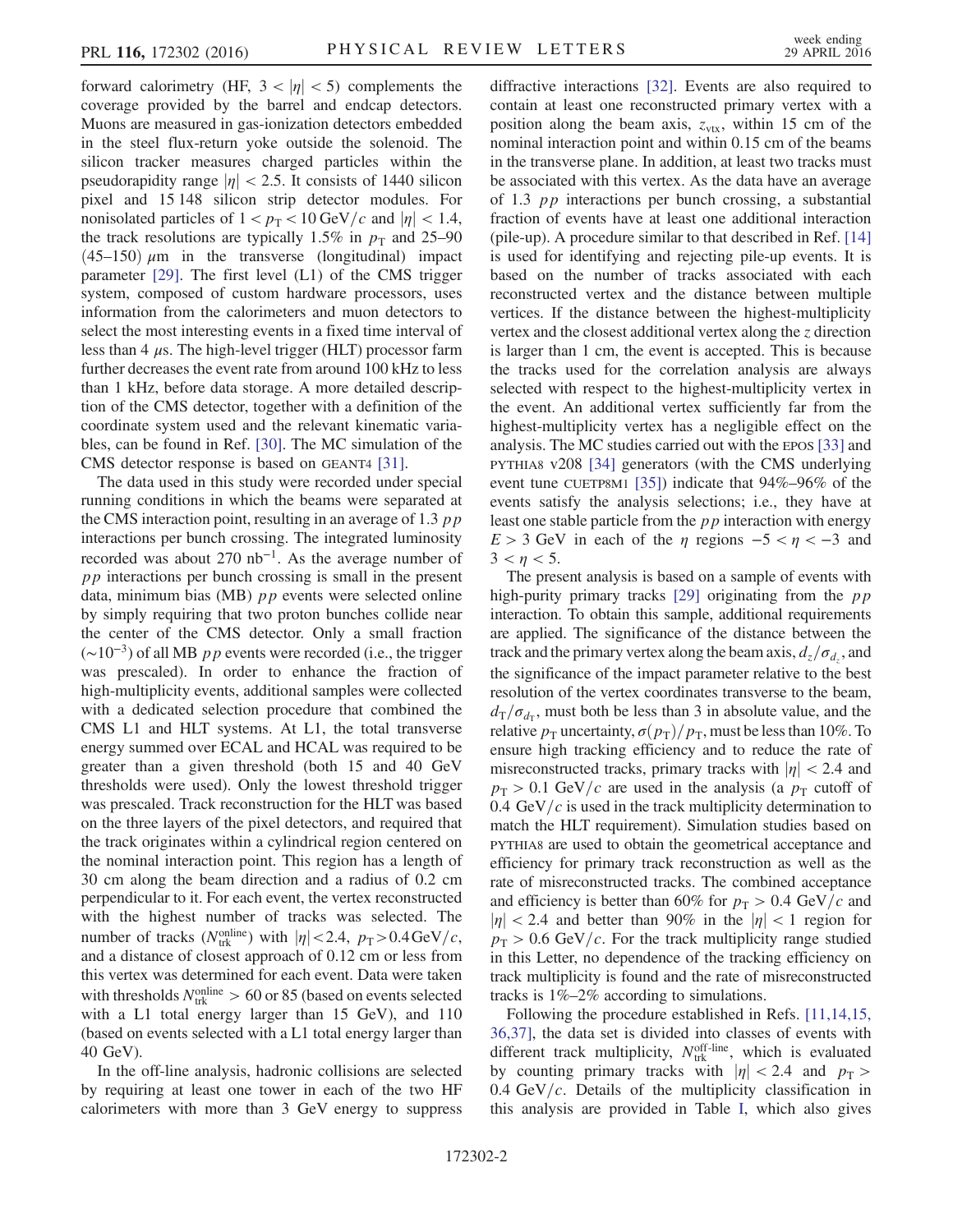forward calorimetry (HF, $3 < |\eta| < 5$) complements the coverage provided by the barrel and endcap detectors. Muons are measured in gas-ionization detectors embedded in the steel flux-return yoke outside the solenoid. The silicon tracker measures charged particles within the pseudorapidity range $|\eta| < 2.5$. It consists of 1440 silicon pixel and 15 148 silicon strip detector modules. For nonisolated particles of $1 < p_{\mathrm{T}} < 10\ \mathrm{GeV}/c$ and $|\eta| < 1.4$, the track resolutions are typically 1.5% in $p_{\mathrm{T}}$ and 25–90 (45–150) $\mu$m in the transverse (longitudinal) impact parameter [29]. The first level (L1) of the CMS trigger system, composed of custom hardware processors, uses information from the calorimeters and muon detectors to select the most interesting events in a fixed time interval of less than 4 $\mu$s. The high-level trigger (HLT) processor farm further decreases the event rate from around 100 kHz to less than 1 kHz, before data storage. A more detailed description of the CMS detector, together with a definition of the coordinate system used and the relevant kinematic variables, can be found in Ref. [30]. The MC simulation of the CMS detector response is based on GEANT4 [31].

The data used in this study were recorded under special running conditions in which the beams were separated at the CMS interaction point, resulting in an average of 1.3 $pp$ interactions per bunch crossing. The integrated luminosity recorded was about 270 nb$^{-1}$. As the average number of $pp$ interactions per bunch crossing is small in the present data, minimum bias (MB) $pp$ events were selected online by simply requiring that two proton bunches collide near the center of the CMS detector. Only a small fraction ($\sim 10^{-3}$) of all MB $pp$ events were recorded (i.e., the trigger was prescaled). In order to enhance the fraction of high-multiplicity events, additional samples were collected with a dedicated selection procedure that combined the CMS L1 and HLT systems. At L1, the total transverse energy summed over ECAL and HCAL was required to be greater than a given threshold (both 15 and 40 GeV thresholds were used). Only the lowest threshold trigger was prescaled. Track reconstruction for the HLT was based on the three layers of the pixel detectors, and required that the track originates within a cylindrical region centered on the nominal interaction point. This region has a length of 30 cm along the beam direction and a radius of 0.2 cm perpendicular to it. For each event, the vertex reconstructed with the highest number of tracks was selected. The number of tracks ($N_{\mathrm{trk}}^{\mathrm{online}}$) with $|\eta| < 2.4$, $p_{\mathrm{T}} > 0.4\ \mathrm{GeV}/c$, and a distance of closest approach of 0.12 cm or less from this vertex was determined for each event. Data were taken with thresholds $N_{\mathrm{trk}}^{\mathrm{online}} > 60$ or 85 (based on events selected with a L1 total energy larger than 15 GeV), and 110 (based on events selected with a L1 total energy larger than 40 GeV).

In the off-line analysis, hadronic collisions are selected by requiring at least one tower in each of the two HF calorimeters with more than 3 GeV energy to suppress diffractive interactions [32]. Events are also required to contain at least one reconstructed primary vertex with a position along the beam axis, $z_{\mathrm{vtx}}$, within 15 cm of the nominal interaction point and within 0.15 cm of the beams in the transverse plane. In addition, at least two tracks must be associated with this vertex. As the data have an average of 1.3 $pp$ interactions per bunch crossing, a substantial fraction of events have at least one additional interaction (pile-up). A procedure similar to that described in Ref. [14] is used for identifying and rejecting pile-up events. It is based on the number of tracks associated with each reconstructed vertex and the distance between multiple vertices. If the distance between the highest-multiplicity vertex and the closest additional vertex along the $z$ direction is larger than 1 cm, the event is accepted. This is because the tracks used for the correlation analysis are always selected with respect to the highest-multiplicity vertex in the event. An additional vertex sufficiently far from the highest-multiplicity vertex has a negligible effect on the analysis. The MC studies carried out with the EPOS [33] and PYTHIA8 v208 [34] generators (with the CMS underlying event tune CUETP8M1 [35]) indicate that 94%–96% of the events satisfy the analysis selections; i.e., they have at least one stable particle from the $pp$ interaction with energy $E > 3$ GeV in each of the $\eta$ regions $-5 < \eta < -3$ and $3 < \eta < 5$.

The present analysis is based on a sample of events with high-purity primary tracks [29] originating from the $pp$ interaction. To obtain this sample, additional requirements are applied. The significance of the distance between the track and the primary vertex along the beam axis, $d_z/\sigma_{d_z}$, and the significance of the impact parameter relative to the best resolution of the vertex coordinates transverse to the beam, $d_{\mathrm{T}}/\sigma_{d_{\mathrm{T}}}$, must both be less than 3 in absolute value, and the relative $p_{\mathrm{T}}$ uncertainty, $\sigma(p_{\mathrm{T}})/p_{\mathrm{T}}$, must be less than 10%. To ensure high tracking efficiency and to reduce the rate of misreconstructed tracks, primary tracks with $|\eta| < 2.4$ and $p_{\mathrm{T}} > 0.1\ \mathrm{GeV}/c$ are used in the analysis (a $p_{\mathrm{T}}$ cutoff of $0.4\ \mathrm{GeV}/c$ is used in the track multiplicity determination to match the HLT requirement). Simulation studies based on PYTHIA8 are used to obtain the geometrical acceptance and efficiency for primary track reconstruction as well as the rate of misreconstructed tracks. The combined acceptance and efficiency is better than 60% for $p_{\mathrm{T}} > 0.4\ \mathrm{GeV}/c$ and $|\eta| < 2.4$ and better than 90% in the $|\eta| < 1$ region for $p_{\mathrm{T}} > 0.6\ \mathrm{GeV}/c$. For the track multiplicity range studied in this Letter, no dependence of the tracking efficiency on track multiplicity is found and the rate of misreconstructed tracks is 1%–2% according to simulations.

Following the procedure established in Refs. [11,14,15,36,37], the data set is divided into classes of events with different track multiplicity, $N_{\mathrm{trk}}^{\mathrm{off\text{-}line}}$, which is evaluated by counting primary tracks with $|\eta| < 2.4$ and $p_{\mathrm{T}} > 0.4\ \mathrm{GeV}/c$. Details of the multiplicity classification in this analysis are provided in Table I, which also gives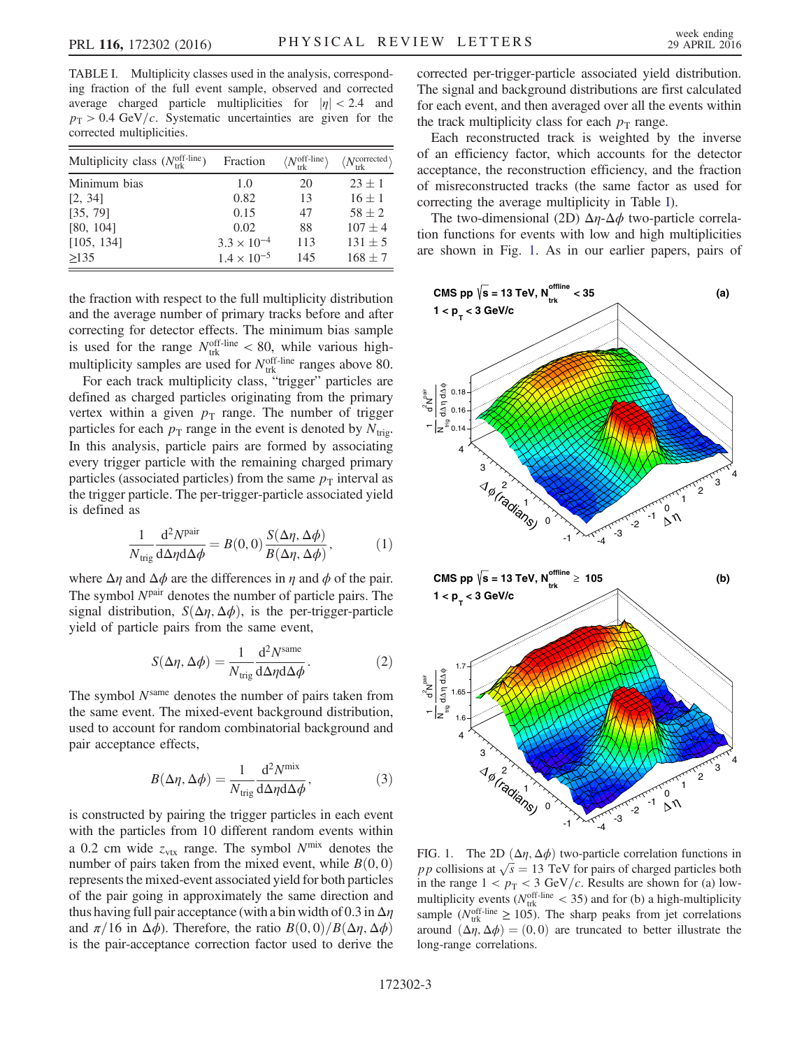TABLE I. Multiplicity classes used in the analysis, corresponding fraction of the full event sample, observed and corrected average charged particle multiplicities for $|\eta| < 2.4$ and $p_T > 0.4$ GeV/$c$. Systematic uncertainties are given for the corrected multiplicities.

| Multiplicity class ($N_{\rm trk}^{\rm off\text{-}line}$) | Fraction | $\langle N_{\rm trk}^{\rm off\text{-}line}\rangle$ | $\langle N_{\rm trk}^{\rm corrected}\rangle$ |
|---|---|---|---|
| Minimum bias | 1.0 | 20 | $23 \pm 1$ |
| [2, 34] | 0.82 | 13 | $16 \pm 1$ |
| [35, 79] | 0.15 | 47 | $58 \pm 2$ |
| [80, 104] | 0.02 | 88 | $107 \pm 4$ |
| [105, 134] | $3.3 \times 10^{-4}$ | 113 | $131 \pm 5$ |
| ≥135 | $1.4 \times 10^{-5}$ | 145 | $168 \pm 7$ |

the fraction with respect to the full multiplicity distribution and the average number of primary tracks before and after correcting for detector effects. The minimum bias sample is used for the range $N_{\rm trk}^{\rm off\text{-}line} < 80$, while various high-multiplicity samples are used for $N_{\rm trk}^{\rm off\text{-}line}$ ranges above 80.

For each track multiplicity class, "trigger" particles are defined as charged particles originating from the primary vertex within a given $p_T$ range. The number of trigger particles for each $p_T$ range in the event is denoted by $N_{\rm trig}$. In this analysis, particle pairs are formed by associating every trigger particle with the remaining charged primary particles (associated particles) from the same $p_T$ interval as the trigger particle. The per-trigger-particle associated yield is defined as

$$\frac{1}{N_{\rm trig}}\frac{d^2N^{\rm pair}}{d\Delta\eta d\Delta\phi} = B(0,0)\frac{S(\Delta\eta,\Delta\phi)}{B(\Delta\eta,\Delta\phi)}, \tag{1}$$

where $\Delta\eta$ and $\Delta\phi$ are the differences in $\eta$ and $\phi$ of the pair. The symbol $N^{\rm pair}$ denotes the number of particle pairs. The signal distribution, $S(\Delta\eta,\Delta\phi)$, is the per-trigger-particle yield of particle pairs from the same event,

$$S(\Delta\eta,\Delta\phi) = \frac{1}{N_{\rm trig}}\frac{d^2N^{\rm same}}{d\Delta\eta d\Delta\phi}. \tag{2}$$

The symbol $N^{\rm same}$ denotes the number of pairs taken from the same event. The mixed-event background distribution, used to account for random combinatorial background and pair acceptance effects,

$$B(\Delta\eta,\Delta\phi) = \frac{1}{N_{\rm trig}}\frac{d^2N^{\rm mix}}{d\Delta\eta d\Delta\phi}, \tag{3}$$

is constructed by pairing the trigger particles in each event with the particles from 10 different random events within a 0.2 cm wide $z_{\rm vtx}$ range. The symbol $N^{\rm mix}$ denotes the number of pairs taken from the mixed event, while $B(0,0)$ represents the mixed-event associated yield for both particles of the pair going in approximately the same direction and thus having full pair acceptance (with a bin width of 0.3 in $\Delta\eta$ and $\pi/16$ in $\Delta\phi$). Therefore, the ratio $B(0,0)/B(\Delta\eta,\Delta\phi)$ is the pair-acceptance correction factor used to derive the corrected per-trigger-particle associated yield distribution. The signal and background distributions are first calculated for each event, and then averaged over all the events within the track multiplicity class for each $p_T$ range.

Each reconstructed track is weighted by the inverse of an efficiency factor, which accounts for the detector acceptance, the reconstruction efficiency, and the fraction of misreconstructed tracks (the same factor as used for correcting the average multiplicity in Table I).

The two-dimensional (2D) $\Delta\eta$-$\Delta\phi$ two-particle correlation functions for events with low and high multiplicities are shown in Fig. 1. As in our earlier papers, pairs of

FIG. 1. The 2D $(\Delta\eta,\Delta\phi)$ two-particle correlation functions in $pp$ collisions at $\sqrt{s} = 13$ TeV for pairs of charged particles both in the range $1 < p_T < 3$ GeV/$c$. Results are shown for (a) low-multiplicity events ($N_{\rm trk}^{\rm off\text{-}line} < 35$) and for (b) a high-multiplicity sample ($N_{\rm trk}^{\rm off\text{-}line} \geq 105$). The sharp peaks from jet correlations around $(\Delta\eta,\Delta\phi) = (0,0)$ are truncated to better illustrate the long-range correlations.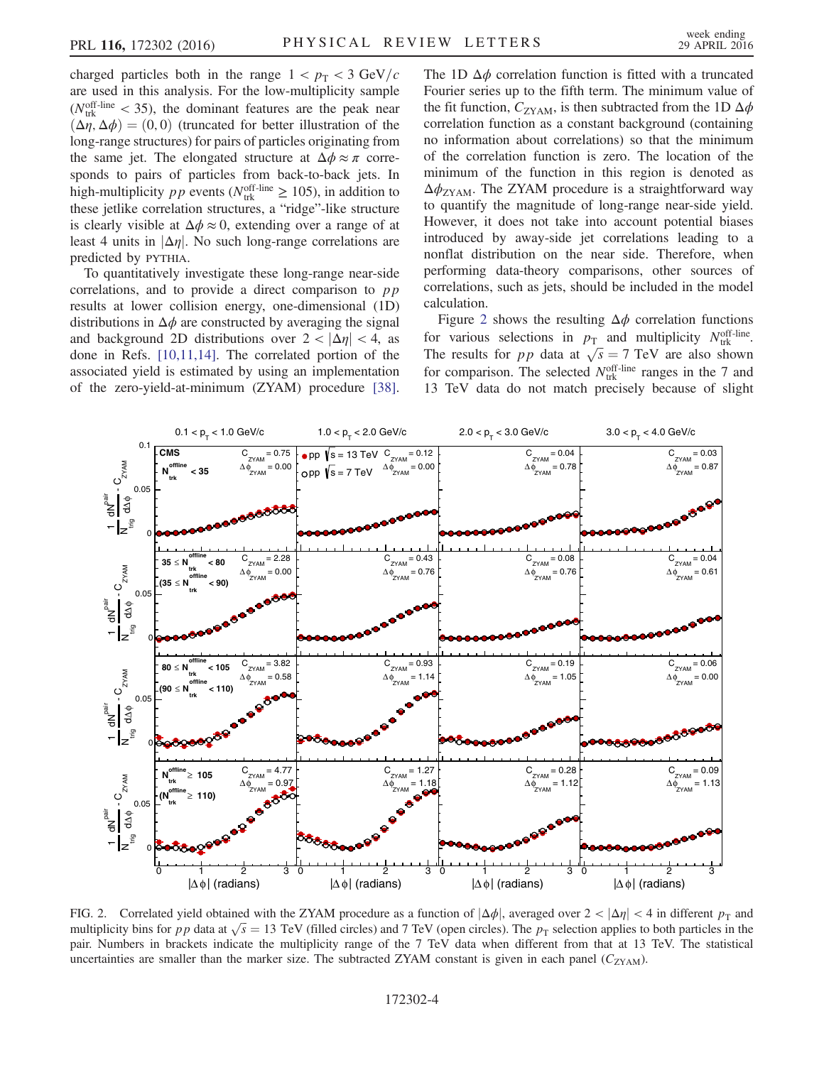charged particles both in the range $1 < p_T < 3$ GeV/$c$ are used in this analysis. For the low-multiplicity sample ($N_{trk}^{off\text{-}line} < 35$), the dominant features are the peak near $(\Delta\eta, \Delta\phi) = (0, 0)$ (truncated for better illustration of the long-range structures) for pairs of particles originating from the same jet. The elongated structure at $\Delta\phi \approx \pi$ corresponds to pairs of particles from back-to-back jets. In high-multiplicity $pp$ events ($N_{trk}^{off\text{-}line} \geq 105$), in addition to these jetlike correlation structures, a "ridge"-like structure is clearly visible at $\Delta\phi \approx 0$, extending over a range of at least 4 units in $|\Delta\eta|$. No such long-range correlations are predicted by PYTHIA.

To quantitatively investigate these long-range near-side correlations, and to provide a direct comparison to $pp$ results at lower collision energy, one-dimensional (1D) distributions in $\Delta\phi$ are constructed by averaging the signal and background 2D distributions over $2 < |\Delta\eta| < 4$, as done in Refs. [10,11,14]. The correlated portion of the associated yield is estimated by using an implementation of the zero-yield-at-minimum (ZYAM) procedure [38]. The 1D $\Delta\phi$ correlation function is fitted with a truncated Fourier series up to the fifth term. The minimum value of the fit function, $C_{ZYAM}$, is then subtracted from the 1D $\Delta\phi$ correlation function as a constant background (containing no information about correlations) so that the minimum of the correlation function is zero. The location of the minimum of the function in this region is denoted as $\Delta\phi_{ZYAM}$. The ZYAM procedure is a straightforward way to quantify the magnitude of long-range near-side yield. However, it does not take into account potential biases introduced by away-side jet correlations leading to a nonflat distribution on the near side. Therefore, when performing data-theory comparisons, other sources of correlations, such as jets, should be included in the model calculation.

Figure 2 shows the resulting $\Delta\phi$ correlation functions for various selections in $p_T$ and multiplicity $N_{trk}^{off\text{-}line}$. The results for $pp$ data at $\sqrt{s} = 7$ TeV are also shown for comparison. The selected $N_{trk}^{off\text{-}line}$ ranges in the 7 and 13 TeV data do not match precisely because of slight

FIG. 2. Correlated yield obtained with the ZYAM procedure as a function of $|\Delta\phi|$, averaged over $2 < |\Delta\eta| < 4$ in different $p_T$ and multiplicity bins for $pp$ data at $\sqrt{s} = 13$ TeV (filled circles) and 7 TeV (open circles). The $p_T$ selection applies to both particles in the pair. Numbers in brackets indicate the multiplicity range of the 7 TeV data when different from that at 13 TeV. The statistical uncertainties are smaller than the marker size. The subtracted ZYAM constant is given in each panel ($C_{ZYAM}$).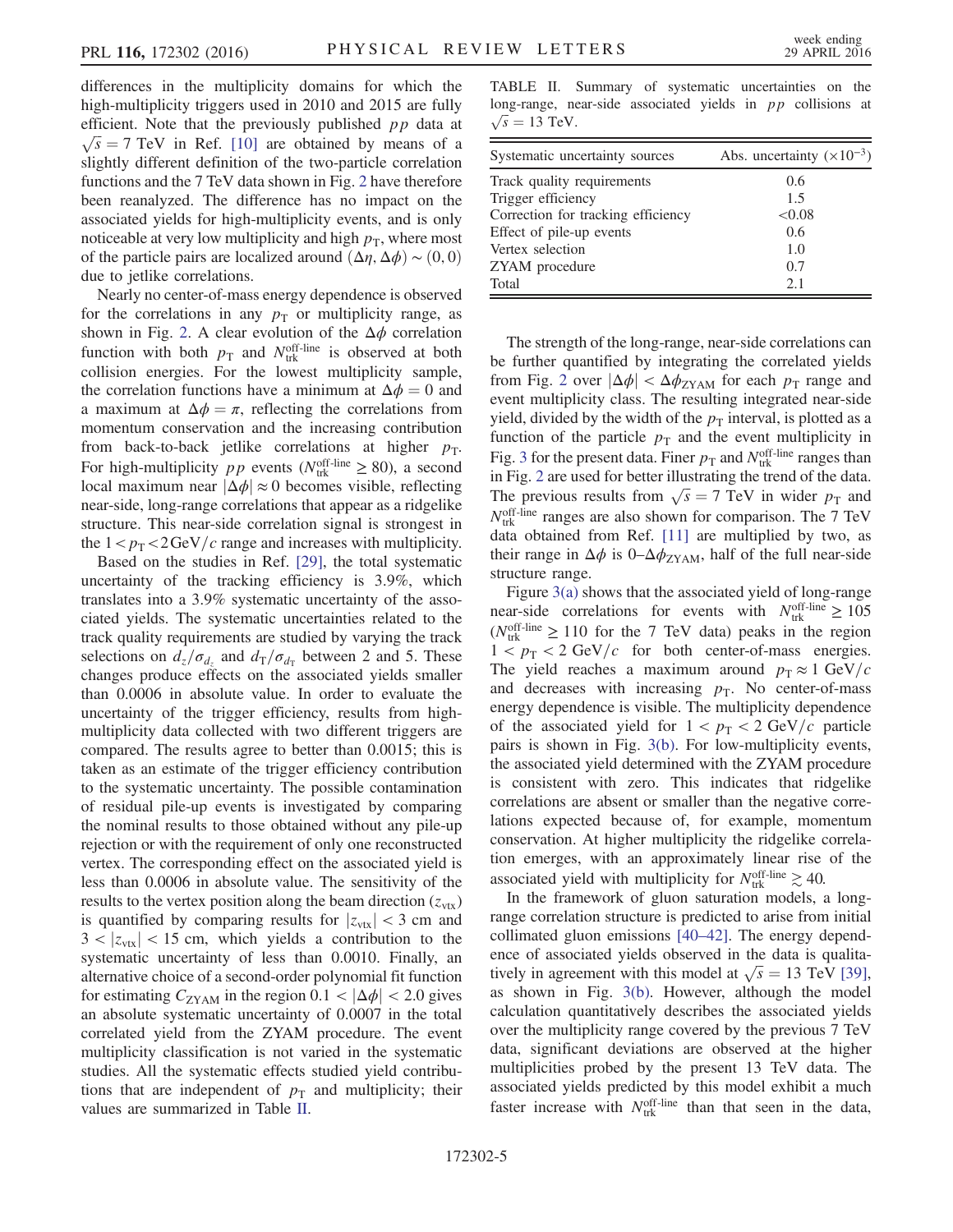differences in the multiplicity domains for which the high-multiplicity triggers used in 2010 and 2015 are fully efficient. Note that the previously published $pp$ data at $\sqrt{s} = 7$ TeV in Ref. [10] are obtained by means of a slightly different definition of the two-particle correlation functions and the 7 TeV data shown in Fig. 2 have therefore been reanalyzed. The difference has no impact on the associated yields for high-multiplicity events, and is only noticeable at very low multiplicity and high $p_T$, where most of the particle pairs are localized around $(\Delta\eta, \Delta\phi) \sim (0, 0)$ due to jetlike correlations.

Nearly no center-of-mass energy dependence is observed for the correlations in any $p_T$ or multiplicity range, as shown in Fig. 2. A clear evolution of the $\Delta\phi$ correlation function with both $p_T$ and $N_{\rm trk}^{\rm off\text{-}line}$ is observed at both collision energies. For the lowest multiplicity sample, the correlation functions have a minimum at $\Delta\phi = 0$ and a maximum at $\Delta\phi = \pi$, reflecting the correlations from momentum conservation and the increasing contribution from back-to-back jetlike correlations at higher $p_T$. For high-multiplicity $pp$ events ($N_{\rm trk}^{\rm off\text{-}line} \geq 80$), a second local maximum near $|\Delta\phi| \approx 0$ becomes visible, reflecting near-side, long-range correlations that appear as a ridgelike structure. This near-side correlation signal is strongest in the $1 < p_T < 2\,{\rm GeV}/c$ range and increases with multiplicity.

Based on the studies in Ref. [29], the total systematic uncertainty of the tracking efficiency is 3.9%, which translates into a 3.9% systematic uncertainty of the associated yields. The systematic uncertainties related to the track quality requirements are studied by varying the track selections on $d_z/\sigma_{d_z}$ and $d_T/\sigma_{d_T}$ between 2 and 5. These changes produce effects on the associated yields smaller than 0.0006 in absolute value. In order to evaluate the uncertainty of the trigger efficiency, results from high-multiplicity data collected with two different triggers are compared. The results agree to better than 0.0015; this is taken as an estimate of the trigger efficiency contribution to the systematic uncertainty. The possible contamination of residual pile-up events is investigated by comparing the nominal results to those obtained without any pile-up rejection or with the requirement of only one reconstructed vertex. The corresponding effect on the associated yield is less than 0.0006 in absolute value. The sensitivity of the results to the vertex position along the beam direction ($z_{\rm vtx}$) is quantified by comparing results for $|z_{\rm vtx}| < 3$ cm and $3 < |z_{\rm vtx}| < 15$ cm, which yields a contribution to the systematic uncertainty of less than 0.0010. Finally, an alternative choice of a second-order polynomial fit function for estimating $C_{\rm ZYAM}$ in the region $0.1 < |\Delta\phi| < 2.0$ gives an absolute systematic uncertainty of 0.0007 in the total correlated yield from the ZYAM procedure. The event multiplicity classification is not varied in the systematic studies. All the systematic effects studied yield contributions that are independent of $p_T$ and multiplicity; their values are summarized in Table II.

TABLE II. Summary of systematic uncertainties on the long-range, near-side associated yields in $pp$ collisions at $\sqrt{s} = 13$ TeV.

| Systematic uncertainty sources | Abs. uncertainty ($\times 10^{-3}$) |
|---|---|
| Track quality requirements | 0.6 |
| Trigger efficiency | 1.5 |
| Correction for tracking efficiency | <0.08 |
| Effect of pile-up events | 0.6 |
| Vertex selection | 1.0 |
| ZYAM procedure | 0.7 |
| Total | 2.1 |

The strength of the long-range, near-side correlations can be further quantified by integrating the correlated yields from Fig. 2 over $|\Delta\phi| < \Delta\phi_{\rm ZYAM}$ for each $p_T$ range and event multiplicity class. The resulting integrated near-side yield, divided by the width of the $p_T$ interval, is plotted as a function of the particle $p_T$ and the event multiplicity in Fig. 3 for the present data. Finer $p_T$ and $N_{\rm trk}^{\rm off\text{-}line}$ ranges than in Fig. 2 are used for better illustrating the trend of the data. The previous results from $\sqrt{s} = 7$ TeV in wider $p_T$ and $N_{\rm trk}^{\rm off\text{-}line}$ ranges are also shown for comparison. The 7 TeV data obtained from Ref. [11] are multiplied by two, as their range in $\Delta\phi$ is 0–$\Delta\phi_{\rm ZYAM}$, half of the full near-side structure range.

Figure 3(a) shows that the associated yield of long-range near-side correlations for events with $N_{\rm trk}^{\rm off\text{-}line} \geq 105$ ($N_{\rm trk}^{\rm off\text{-}line} \geq 110$ for the 7 TeV data) peaks in the region $1 < p_T < 2$ GeV/$c$ for both center-of-mass energies. The yield reaches a maximum around $p_T \approx 1$ GeV/$c$ and decreases with increasing $p_T$. No center-of-mass energy dependence is visible. The multiplicity dependence of the associated yield for $1 < p_T < 2$ GeV/$c$ particle pairs is shown in Fig. 3(b). For low-multiplicity events, the associated yield determined with the ZYAM procedure is consistent with zero. This indicates that ridgelike correlations are absent or smaller than the negative correlations expected because of, for example, momentum conservation. At higher multiplicity the ridgelike correlation emerges, with an approximately linear rise of the associated yield with multiplicity for $N_{\rm trk}^{\rm off\text{-}line} \gtrsim 40$.

In the framework of gluon saturation models, a long-range correlation structure is predicted to arise from initial collimated gluon emissions [40–42]. The energy dependence of associated yields observed in the data is qualitatively in agreement with this model at $\sqrt{s} = 13$ TeV [39], as shown in Fig. 3(b). However, although the model calculation quantitatively describes the associated yields over the multiplicity range covered by the previous 7 TeV data, significant deviations are observed at the higher multiplicities probed by the present 13 TeV data. The associated yields predicted by this model exhibit a much faster increase with $N_{\rm trk}^{\rm off\text{-}line}$ than that seen in the data,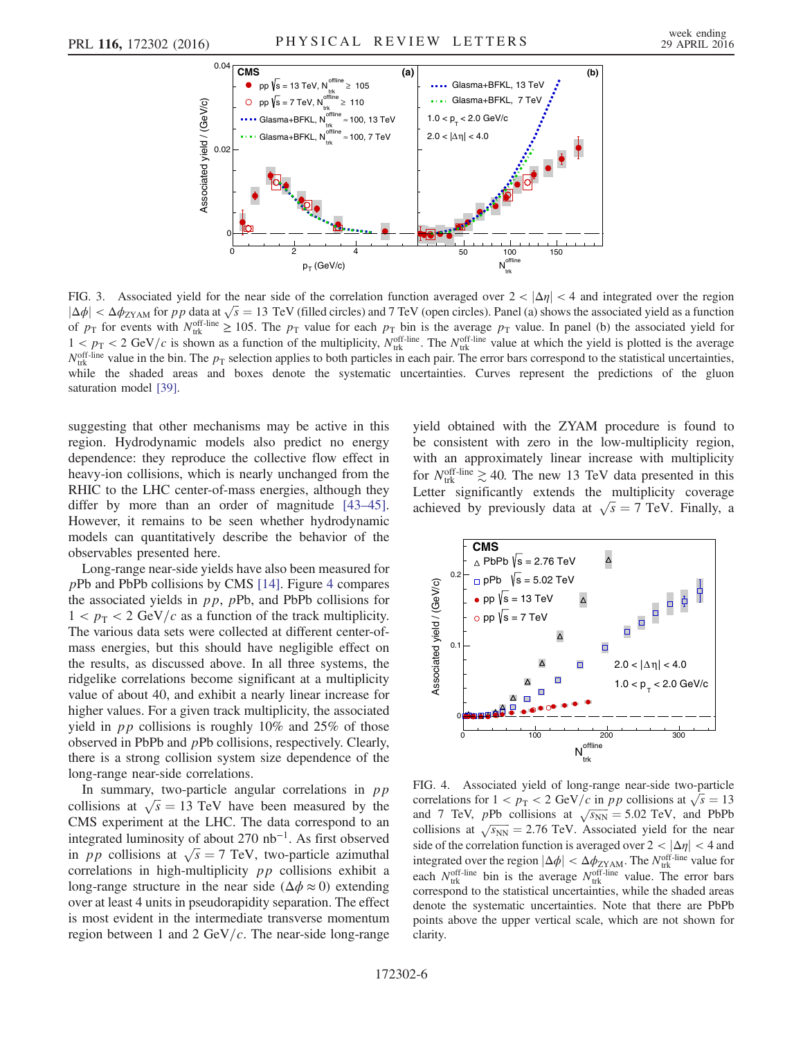FIG. 3. Associated yield for the near side of the correlation function averaged over $2 < |\Delta\eta| < 4$ and integrated over the region $|\Delta\phi| < \Delta\phi_{\mathrm{ZYAM}}$ for $pp$ data at $\sqrt{s} = 13$ TeV (filled circles) and 7 TeV (open circles). Panel (a) shows the associated yield as a function of $p_{\mathrm{T}}$ for events with $N_{\mathrm{trk}}^{\text{off-line}} \geq 105$. The $p_{\mathrm{T}}$ value for each $p_{\mathrm{T}}$ bin is the average $p_{\mathrm{T}}$ value. In panel (b) the associated yield for $1 < p_{\mathrm{T}} < 2$ GeV/$c$ is shown as a function of the multiplicity, $N_{\mathrm{trk}}^{\text{off-line}}$. The $N_{\mathrm{trk}}^{\text{off-line}}$ value at which the yield is plotted is the average $N_{\mathrm{trk}}^{\text{off-line}}$ value in the bin. The $p_{\mathrm{T}}$ selection applies to both particles in each pair. The error bars correspond to the statistical uncertainties, while the shaded areas and boxes denote the systematic uncertainties. Curves represent the predictions of the gluon saturation model [39].

suggesting that other mechanisms may be active in this region. Hydrodynamic models also predict no energy dependence: they reproduce the collective flow effect in heavy-ion collisions, which is nearly unchanged from the RHIC to the LHC center-of-mass energies, although they differ by more than an order of magnitude [43–45]. However, it remains to be seen whether hydrodynamic models can quantitatively describe the behavior of the observables presented here.

Long-range near-side yields have also been measured for $p$Pb and PbPb collisions by CMS [14]. Figure 4 compares the associated yields in $pp$, $p$Pb, and PbPb collisions for $1 < p_{\mathrm{T}} < 2$ GeV/$c$ as a function of the track multiplicity. The various data sets were collected at different center-of-mass energies, but this should have negligible effect on the results, as discussed above. In all three systems, the ridgelike correlations become significant at a multiplicity value of about 40, and exhibit a nearly linear increase for higher values. For a given track multiplicity, the associated yield in $pp$ collisions is roughly 10% and 25% of those observed in PbPb and $p$Pb collisions, respectively. Clearly, there is a strong collision system size dependence of the long-range near-side correlations.

In summary, two-particle angular correlations in $pp$ collisions at $\sqrt{s} = 13$ TeV have been measured by the CMS experiment at the LHC. The data correspond to an integrated luminosity of about 270 nb$^{-1}$. As first observed in $pp$ collisions at $\sqrt{s} = 7$ TeV, two-particle azimuthal correlations in high-multiplicity $pp$ collisions exhibit a long-range structure in the near side ($\Delta\phi \approx 0$) extending over at least 4 units in pseudorapidity separation. The effect is most evident in the intermediate transverse momentum region between 1 and 2 GeV/$c$. The near-side long-range yield obtained with the ZYAM procedure is found to be consistent with zero in the low-multiplicity region, with an approximately linear increase with multiplicity for $N_{\mathrm{trk}}^{\text{off-line}} \gtrsim 40$. The new 13 TeV data presented in this Letter significantly extends the multiplicity coverage achieved by previously data at $\sqrt{s} = 7$ TeV. Finally, a

FIG. 4. Associated yield of long-range near-side two-particle correlations for $1 < p_{\mathrm{T}} < 2$ GeV/$c$ in $pp$ collisions at $\sqrt{s} = 13$ and 7 TeV, $p$Pb collisions at $\sqrt{s_{\mathrm{NN}}} = 5.02$ TeV, and PbPb collisions at $\sqrt{s_{\mathrm{NN}}} = 2.76$ TeV. Associated yield for the near side of the correlation function is averaged over $2 < |\Delta\eta| < 4$ and integrated over the region $|\Delta\phi| < \Delta\phi_{\mathrm{ZYAM}}$. The $N_{\mathrm{trk}}^{\text{off-line}}$ value for each $N_{\mathrm{trk}}^{\text{off-line}}$ bin is the average $N_{\mathrm{trk}}^{\text{off-line}}$ value. The error bars correspond to the statistical uncertainties, while the shaded areas denote the systematic uncertainties. Note that there are PbPb points above the upper vertical scale, which are not shown for clarity.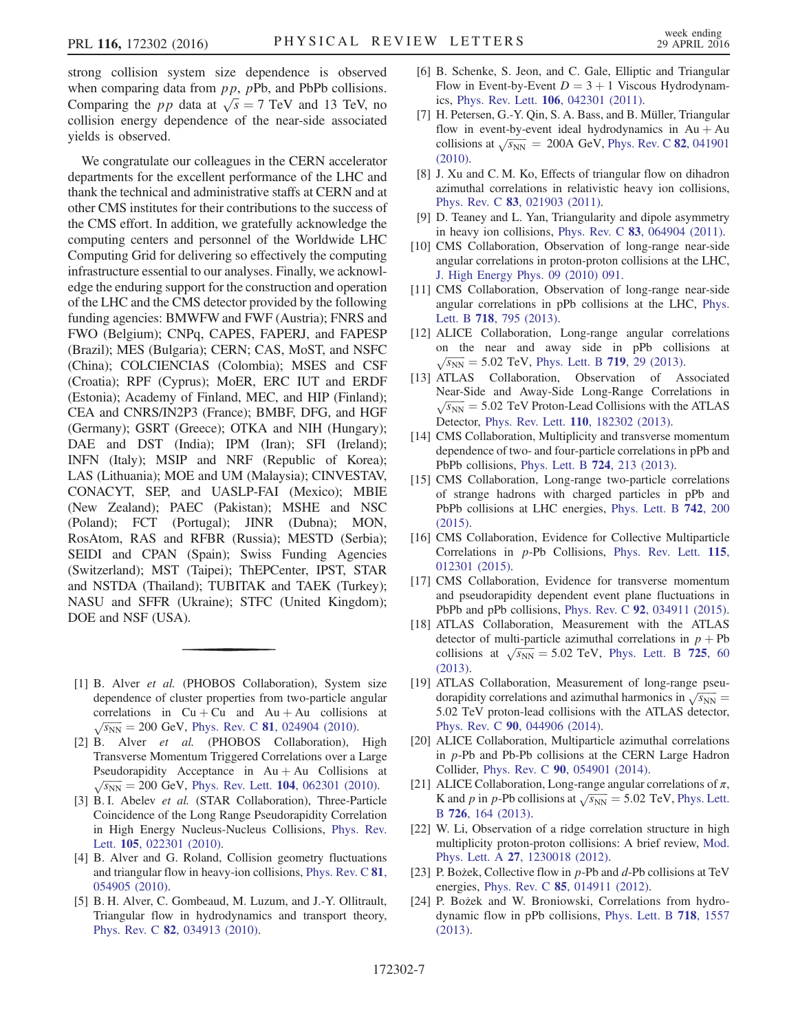strong collision system size dependence is observed when comparing data from $pp$, $p$Pb, and PbPb collisions. Comparing the $pp$ data at $\sqrt{s} = 7$ TeV and 13 TeV, no collision energy dependence of the near-side associated yields is observed.

We congratulate our colleagues in the CERN accelerator departments for the excellent performance of the LHC and thank the technical and administrative staffs at CERN and at other CMS institutes for their contributions to the success of the CMS effort. In addition, we gratefully acknowledge the computing centers and personnel of the Worldwide LHC Computing Grid for delivering so effectively the computing infrastructure essential to our analyses. Finally, we acknowledge the enduring support for the construction and operation of the LHC and the CMS detector provided by the following funding agencies: BMWFW and FWF (Austria); FNRS and FWO (Belgium); CNPq, CAPES, FAPERJ, and FAPESP (Brazil); MES (Bulgaria); CERN; CAS, MoST, and NSFC (China); COLCIENCIAS (Colombia); MSES and CSF (Croatia); RPF (Cyprus); MoER, ERC IUT and ERDF (Estonia); Academy of Finland, MEC, and HIP (Finland); CEA and CNRS/IN2P3 (France); BMBF, DFG, and HGF (Germany); GSRT (Greece); OTKA and NIH (Hungary); DAE and DST (India); IPM (Iran); SFI (Ireland); INFN (Italy); MSIP and NRF (Republic of Korea); LAS (Lithuania); MOE and UM (Malaysia); CINVESTAV, CONACYT, SEP, and UASLP-FAI (Mexico); MBIE (New Zealand); PAEC (Pakistan); MSHE and NSC (Poland); FCT (Portugal); JINR (Dubna); MON, RosAtom, RAS and RFBR (Russia); MESTD (Serbia); SEIDI and CPAN (Spain); Swiss Funding Agencies (Switzerland); MST (Taipei); ThEPCenter, IPST, STAR and NSTDA (Thailand); TUBITAK and TAEK (Turkey); NASU and SFFR (Ukraine); STFC (United Kingdom); DOE and NSF (USA).

---

[1] B. Alver *et al.* (PHOBOS Collaboration), System size dependence of cluster properties from two-particle angular correlations in Cu + Cu and Au + Au collisions at $\sqrt{s_{NN}} = 200$ GeV, Phys. Rev. C **81**, 024904 (2010).

[2] B. Alver *et al.* (PHOBOS Collaboration), High Transverse Momentum Triggered Correlations over a Large Pseudorapidity Acceptance in Au + Au Collisions at $\sqrt{s_{NN}} = 200$ GeV, Phys. Rev. Lett. **104**, 062301 (2010).

[3] B. I. Abelev *et al.* (STAR Collaboration), Three-Particle Coincidence of the Long Range Pseudorapidity Correlation in High Energy Nucleus-Nucleus Collisions, Phys. Rev. Lett. **105**, 022301 (2010).

[4] B. Alver and G. Roland, Collision geometry fluctuations and triangular flow in heavy-ion collisions, Phys. Rev. C **81**, 054905 (2010).

[5] B. H. Alver, C. Gombeaud, M. Luzum, and J.-Y. Ollitrault, Triangular flow in hydrodynamics and transport theory, Phys. Rev. C **82**, 034913 (2010).

[6] B. Schenke, S. Jeon, and C. Gale, Elliptic and Triangular Flow in Event-by-Event $D = 3 + 1$ Viscous Hydrodynamics, Phys. Rev. Lett. **106**, 042301 (2011).

[7] H. Petersen, G.-Y. Qin, S. A. Bass, and B. Müller, Triangular flow in event-by-event ideal hydrodynamics in Au + Au collisions at $\sqrt{s_{NN}} = 200A$ GeV, Phys. Rev. C **82**, 041901 (2010).

[8] J. Xu and C. M. Ko, Effects of triangular flow on dihadron azimuthal correlations in relativistic heavy ion collisions, Phys. Rev. C **83**, 021903 (2011).

[9] D. Teaney and L. Yan, Triangularity and dipole asymmetry in heavy ion collisions, Phys. Rev. C **83**, 064904 (2011).

[10] CMS Collaboration, Observation of long-range near-side angular correlations in proton-proton collisions at the LHC, J. High Energy Phys. 09 (2010) 091.

[11] CMS Collaboration, Observation of long-range near-side angular correlations in pPb collisions at the LHC, Phys. Lett. B **718**, 795 (2013).

[12] ALICE Collaboration, Long-range angular correlations on the near and away side in pPb collisions at $\sqrt{s_{NN}} = 5.02$ TeV, Phys. Lett. B **719**, 29 (2013).

[13] ATLAS Collaboration, Observation of Associated Near-Side and Away-Side Long-Range Correlations in $\sqrt{s_{NN}} = 5.02$ TeV Proton-Lead Collisions with the ATLAS Detector, Phys. Rev. Lett. **110**, 182302 (2013).

[14] CMS Collaboration, Multiplicity and transverse momentum dependence of two- and four-particle correlations in pPb and PbPb collisions, Phys. Lett. B **724**, 213 (2013).

[15] CMS Collaboration, Long-range two-particle correlations of strange hadrons with charged particles in pPb and PbPb collisions at LHC energies, Phys. Lett. B **742**, 200 (2015).

[16] CMS Collaboration, Evidence for Collective Multiparticle Correlations in $p$-Pb Collisions, Phys. Rev. Lett. **115**, 012301 (2015).

[17] CMS Collaboration, Evidence for transverse momentum and pseudorapidity dependent event plane fluctuations in PbPb and pPb collisions, Phys. Rev. C **92**, 034911 (2015).

[18] ATLAS Collaboration, Measurement with the ATLAS detector of multi-particle azimuthal correlations in $p$ + Pb collisions at $\sqrt{s_{NN}} = 5.02$ TeV, Phys. Lett. B **725**, 60 (2013).

[19] ATLAS Collaboration, Measurement of long-range pseudorapidity correlations and azimuthal harmonics in $\sqrt{s_{NN}} = 5.02$ TeV proton-lead collisions with the ATLAS detector, Phys. Rev. C **90**, 044906 (2014).

[20] ALICE Collaboration, Multiparticle azimuthal correlations in $p$-Pb and Pb-Pb collisions at the CERN Large Hadron Collider, Phys. Rev. C **90**, 054901 (2014).

[21] ALICE Collaboration, Long-range angular correlations of $\pi$, K and $p$ in $p$-Pb collisions at $\sqrt{s_{NN}} = 5.02$ TeV, Phys. Lett. B **726**, 164 (2013).

[22] W. Li, Observation of a ridge correlation structure in high multiplicity proton-proton collisions: A brief review, Mod. Phys. Lett. A **27**, 1230018 (2012).

[23] P. Bożek, Collective flow in $p$-Pb and $d$-Pb collisions at TeV energies, Phys. Rev. C **85**, 014911 (2012).

[24] P. Bożek and W. Broniowski, Correlations from hydrodynamic flow in pPb collisions, Phys. Lett. B **718**, 1557 (2013).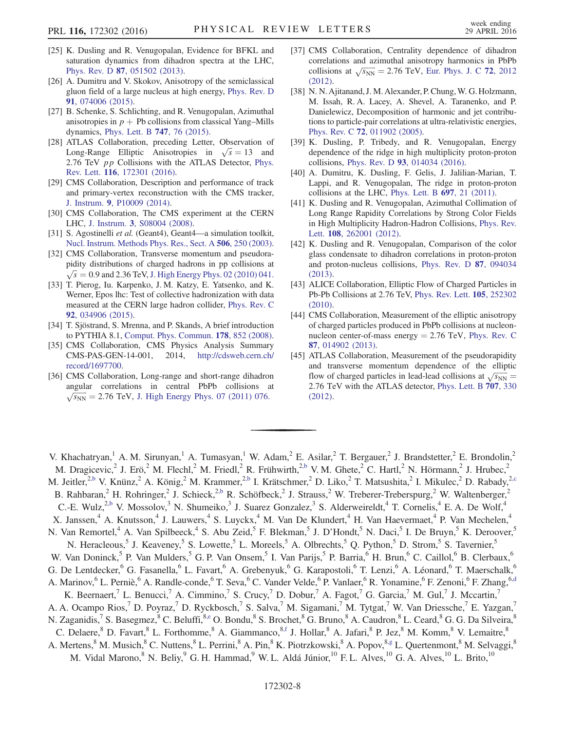[25] K. Dusling and R. Venugopalan, Evidence for BFKL and saturation dynamics from dihadron spectra at the LHC, Phys. Rev. D **87**, 051502 (2013).

[26] A. Dumitru and V. Skokov, Anisotropy of the semiclassical gluon field of a large nucleus at high energy, Phys. Rev. D **91**, 074006 (2015).

[27] B. Schenke, S. Schlichting, and R. Venugopalan, Azimuthal anisotropies in $p+$ Pb collisions from classical Yang–Mills dynamics, Phys. Lett. B **747**, 76 (2015).

[28] ATLAS Collaboration, preceding Letter, Observation of Long-Range Elliptic Anisotropies in $\sqrt{s}=13$ and 2.76 TeV $pp$ Collisions with the ATLAS Detector, Phys. Rev. Lett. **116**, 172301 (2016).

[29] CMS Collaboration, Description and performance of track and primary-vertex reconstruction with the CMS tracker, J. Instrum. **9**, P10009 (2014).

[30] CMS Collaboration, The CMS experiment at the CERN LHC, J. Instrum. **3**, S08004 (2008).

[31] S. Agostinelli *et al.* (Geant4), Geant4—a simulation toolkit, Nucl. Instrum. Methods Phys. Res., Sect. A **506**, 250 (2003).

[32] CMS Collaboration, Transverse momentum and pseudorapidity distributions of charged hadrons in pp collisions at $\sqrt{s}=0.9$ and 2.36 TeV, J. High Energy Phys. 02 (2010) 041.

[33] T. Pierog, Iu. Karpenko, J. M. Katzy, E. Yatsenko, and K. Werner, Epos lhc: Test of collective hadronization with data measured at the CERN large hadron collider, Phys. Rev. C **92**, 034906 (2015).

[34] T. Sjöstrand, S. Mrenna, and P. Skands, A brief introduction to PYTHIA 8.1, Comput. Phys. Commun. **178**, 852 (2008).

[35] CMS Collaboration, CMS Physics Analysis Summary CMS-PAS-GEN-14-001, 2014, http://cdsweb.cern.ch/record/1697700.

[36] CMS Collaboration, Long-range and short-range dihadron angular correlations in central PbPb collisions at $\sqrt{s_{NN}}=2.76$ TeV, J. High Energy Phys. 07 (2011) 076.

[37] CMS Collaboration, Centrality dependence of dihadron correlations and azimuthal anisotropy harmonics in PbPb collisions at $\sqrt{s_{NN}}=2.76$ TeV, Eur. Phys. J. C **72**, 2012 (2012).

[38] N. N. Ajitanand, J. M. Alexander, P. Chung, W. G. Holzmann, M. Issah, R. A. Lacey, A. Shevel, A. Taranenko, and P. Danielewicz, Decomposition of harmonic and jet contributions to particle-pair correlations at ultra-relativistic energies, Phys. Rev. C **72**, 011902 (2005).

[39] K. Dusling, P. Tribedy, and R. Venugopalan, Energy dependence of the ridge in high multiplicity proton-proton collisions, Phys. Rev. D **93**, 014034 (2016).

[40] A. Dumitru, K. Dusling, F. Gelis, J. Jalilian-Marian, T. Lappi, and R. Venugopalan, The ridge in proton-proton collisions at the LHC, Phys. Lett. B **697**, 21 (2011).

[41] K. Dusling and R. Venugopalan, Azimuthal Collimation of Long Range Rapidity Correlations by Strong Color Fields in High Multiplicity Hadron-Hadron Collisions, Phys. Rev. Lett. **108**, 262001 (2012).

[42] K. Dusling and R. Venugopalan, Comparison of the color glass condensate to dihadron correlations in proton-proton and proton-nucleus collisions, Phys. Rev. D **87**, 094034 (2013).

[43] ALICE Collaboration, Elliptic Flow of Charged Particles in Pb-Pb Collisions at 2.76 TeV, Phys. Rev. Lett. **105**, 252302 (2010).

[44] CMS Collaboration, Measurement of the elliptic anisotropy of charged particles produced in PbPb collisions at nucleon-nucleon center-of-mass energy = 2.76 TeV, Phys. Rev. C **87**, 014902 (2013).

[45] ATLAS Collaboration, Measurement of the pseudorapidity and transverse momentum dependence of the elliptic flow of charged particles in lead-lead collisions at $\sqrt{s_{NN}}=2.76$ TeV with the ATLAS detector, Phys. Lett. B **707**, 330 (2012).

---

V. Khachatryan,[1] A. M. Sirunyan,[1] A. Tumasyan,[1] W. Adam,[2] E. Asilar,[2] T. Bergauer,[2] J. Brandstetter,[2] E. Brondolin,[2] M. Dragicevic,[2] J. Erö,[2] M. Flechl,[2] M. Friedl,[2] R. Frühwirth,[2,b] V. M. Ghete,[2] C. Hartl,[2] N. Hörmann,[2] J. Hrubec,[2] M. Jeitler,[2,b] V. Knünz,[2] A. König,[2] M. Krammer,[2,b] I. Krätschmer,[2] D. Liko,[2] T. Matsushita,[2] I. Mikulec,[2] D. Rabady,[2,c] B. Rahbaran,[2] H. Rohringer,[2] J. Schieck,[2,b] R. Schöfbeck,[2] J. Strauss,[2] W. Treberer-Treberspurg,[2] W. Waltenberger,[2] C.-E. Wulz,[2,b] V. Mossolov,[3] N. Shumeiko,[3] J. Suarez Gonzalez,[3] S. Alderweireldt,[4] T. Cornelis,[4] E. A. De Wolf,[4] X. Janssen,[4] A. Knutsson,[4] J. Lauwers,[4] S. Luyckx,[4] M. Van De Klundert,[4] H. Van Haevermaet,[4] P. Van Mechelen,[4] N. Van Remortel,[4] A. Van Spilbeeck,[4] S. Abu Zeid,[5] F. Blekman,[5] J. D'Hondt,[5] N. Daci,[5] I. De Bruyn,[5] K. Deroover,[5] N. Heracleous,[5] J. Keaveney,[5] S. Lowette,[5] L. Moreels,[5] A. Olbrechts,[5] Q. Python,[5] D. Strom,[5] S. Tavernier,[5] W. Van Doninck,[5] P. Van Mulders,[5] G. P. Van Onsem,[5] I. Van Parijs,[5] P. Barria,[6] H. Brun,[6] C. Caillol,[6] B. Clerbaux,[6] G. De Lentdecker,[6] G. Fasanella,[6] L. Favart,[6] A. Grebenyuk,[6] G. Karapostoli,[6] T. Lenzi,[6] A. Léonard,[6] T. Maerschalk,[6] A. Marinov,[6] L. Perniè,[6] A. Randle-conde,[6] T. Seva,[6] C. Vander Velde,[6] P. Vanlaer,[6] R. Yonamine,[6] F. Zenoni,[6] F. Zhang,[6,d] K. Beernaert,[7] L. Benucci,[7] A. Cimmino,[7] S. Crucy,[7] D. Dobur,[7] A. Fagot,[7] G. Garcia,[7] M. Gul,[7] J. Mccartin,[7] A. A. Ocampo Rios,[7] D. Poyraz,[7] D. Ryckbosch,[7] S. Salva,[7] M. Sigamani,[7] M. Tytgat,[7] W. Van Driessche,[7] E. Yazgan,[7] N. Zaganidis,[7] S. Basegmez,[8] C. Beluffi,[8,e] O. Bondu,[8] S. Brochet,[8] G. Bruno,[8] A. Caudron,[8] L. Ceard,[8] G. G. Da Silveira,[8] C. Delaere,[8] D. Favart,[8] L. Forthomme,[8] A. Giammanco,[8,f] J. Hollar,[8] A. Jafari,[8] P. Jez,[8] M. Komm,[8] V. Lemaitre,[8] A. Mertens,[8] M. Musich,[8] C. Nuttens,[8] L. Perrini,[8] A. Pin,[8] K. Piotrzkowski,[8] A. Popov,[8,g] L. Quertenmont,[8] M. Selvaggi,[8] M. Vidal Marono,[8] N. Beliy,[9] G. H. Hammad,[9] W. L. Aldá Júnior,[10] F. L. Alves,[10] G. A. Alves,[10] L. Brito,[10]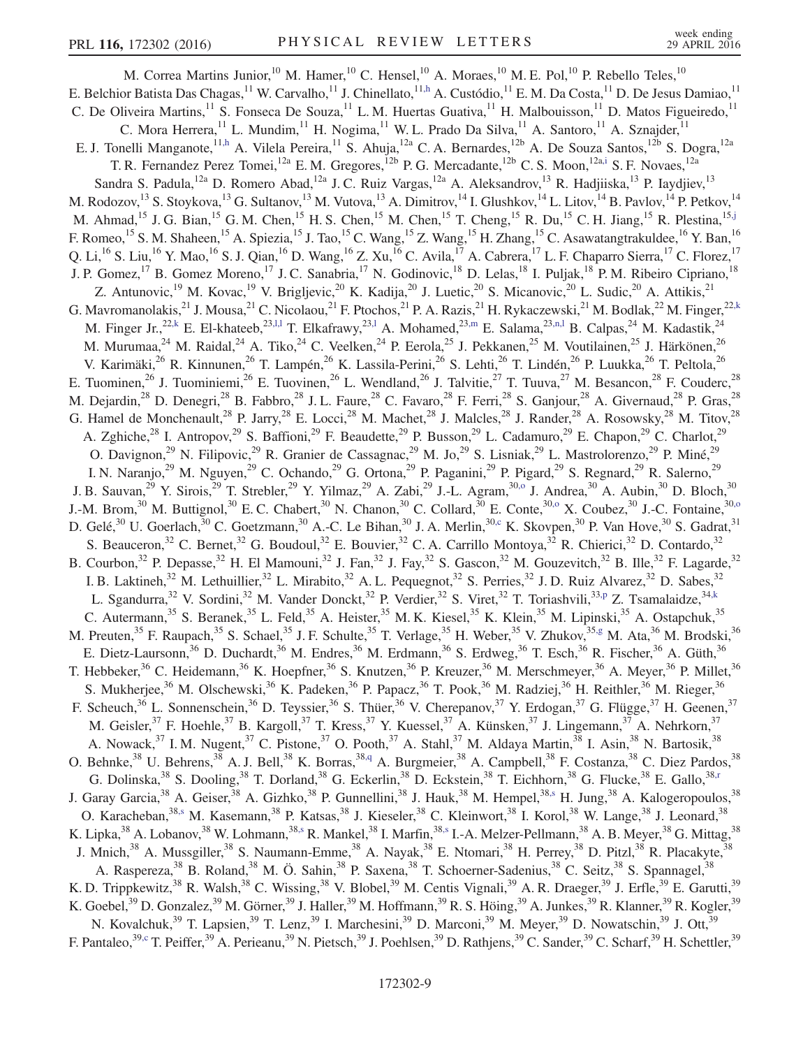M. Correa Martins Junior,[10] M. Hamer,[10] C. Hensel,[10] A. Moraes,[10] M. E. Pol,[10] P. Rebello Teles,[10] E. Belchior Batista Das Chagas,[11] W. Carvalho,[11] J. Chinellato,[11,h] A. Custódio,[11] E. M. Da Costa,[11] D. De Jesus Damiao,[11] C. De Oliveira Martins,[11] S. Fonseca De Souza,[11] L. M. Huertas Guativa,[11] H. Malbouisson,[11] D. Matos Figueiredo,[11] C. Mora Herrera,[11] L. Mundim,[11] H. Nogima,[11] W. L. Prado Da Silva,[11] A. Santoro,[11] A. Sznajder,[11] E. J. Tonelli Manganote,[11,h] A. Vilela Pereira,[11] S. Ahuja,[12a] C. A. Bernardes,[12b] A. De Souza Santos,[12b] S. Dogra,[12a] T. R. Fernandez Perez Tomei,[12a] E. M. Gregores,[12b] P. G. Mercadante,[12b] C. S. Moon,[12a,i] S. F. Novaes,[12a] Sandra S. Padula,[12a] D. Romero Abad,[12a] J. C. Ruiz Vargas,[12a] A. Aleksandrov,[13] R. Hadjiiska,[13] P. Iaydjiev,[13] M. Rodozov,[13] S. Stoykova,[13] G. Sultanov,[13] M. Vutova,[13] A. Dimitrov,[14] I. Glushkov,[14] L. Litov,[14] B. Pavlov,[14] P. Petkov,[14] M. Ahmad,[15] J. G. Bian,[15] G. M. Chen,[15] H. S. Chen,[15] M. Chen,[15] T. Cheng,[15] R. Du,[15] C. H. Jiang,[15] R. Plestina,[15,j] F. Romeo,[15] S. M. Shaheen,[15] A. Spiezia,[15] J. Tao,[15] C. Wang,[15] Z. Wang,[15] H. Zhang,[15] C. Asawatangtrakuldee,[16] Y. Ban,[16] Q. Li,[16] S. Liu,[16] Y. Mao,[16] S. J. Qian,[16] D. Wang,[16] Z. Xu,[16] C. Avila,[17] A. Cabrera,[17] L. F. Chaparro Sierra,[17] C. Florez,[17] J. P. Gomez,[17] B. Gomez Moreno,[17] J. C. Sanabria,[17] N. Godinovic,[18] D. Lelas,[18] I. Puljak,[18] P. M. Ribeiro Cipriano,[18] Z. Antunovic,[19] M. Kovac,[19] V. Brigljevic,[20] K. Kadija,[20] J. Luetic,[20] S. Micanovic,[20] L. Sudic,[20] A. Attikis,[21] G. Mavromanolakis,[21] J. Mousa,[21] C. Nicolaou,[21] F. Ptochos,[21] P. A. Razis,[21] H. Rykaczewski,[21] M. Bodlak,[22] M. Finger,[22,k] M. Finger Jr.,[22,k] E. El-khateeb,[23,l,l] T. Elkafrawy,[23,l] A. Mohamed,[23,m] E. Salama,[23,n,l] B. Calpas,[24] M. Kadastik,[24] M. Murumaa,[24] M. Raidal,[24] A. Tiko,[24] C. Veelken,[24] P. Eerola,[25] J. Pekkanen,[25] M. Voutilainen,[25] J. Härkönen,[26] V. Karimäki,[26] R. Kinnunen,[26] T. Lampén,[26] K. Lassila-Perini,[26] S. Lehti,[26] T. Lindén,[26] P. Luukka,[26] T. Peltola,[26] E. Tuominen,[26] J. Tuominiemi,[26] E. Tuovinen,[26] L. Wendland,[26] J. Talvitie,[27] T. Tuuva,[27] M. Besancon,[28] F. Couderc,[28] M. Dejardin,[28] D. Denegri,[28] B. Fabbro,[28] J. L. Faure,[28] C. Favaro,[28] F. Ferri,[28] S. Ganjour,[28] A. Givernaud,[28] P. Gras,[28] G. Hamel de Monchenault,[28] P. Jarry,[28] E. Locci,[28] M. Machet,[28] J. Malcles,[28] J. Rander,[28] A. Rosowsky,[28] M. Titov,[28] A. Zghiche,[28] I. Antropov,[29] S. Baffioni,[29] F. Beaudette,[29] P. Busson,[29] L. Cadamuro,[29] E. Chapon,[29] C. Charlot,[29] O. Davignon,[29] N. Filipovic,[29] R. Granier de Cassagnac,[29] M. Jo,[29] S. Lisniak,[29] L. Mastrolorenzo,[29] P. Miné,[29] I. N. Naranjo,[29] M. Nguyen,[29] C. Ochando,[29] G. Ortona,[29] P. Paganini,[29] P. Pigard,[29] S. Regnard,[29] R. Salerno,[29] J. B. Sauvan,[29] Y. Sirois,[29] T. Strebler,[29] Y. Yilmaz,[29] A. Zabi,[29] J.-L. Agram,[30,o] J. Andrea,[30] A. Aubin,[30] D. Bloch,[30] J.-M. Brom,[30] M. Buttignol,[30] E. C. Chabert,[30] N. Chanon,[30] C. Collard,[30] E. Conte,[30,o] X. Coubez,[30] J.-C. Fontaine,[30,o] D. Gelé,[30] U. Goerlach,[30] C. Goetzmann,[30] A.-C. Le Bihan,[30] J. A. Merlin,[30,c] K. Skovpen,[30] P. Van Hove,[30] S. Gadrat,[31] S. Beauceron,[32] C. Bernet,[32] G. Boudoul,[32] E. Bouvier,[32] C. A. Carrillo Montoya,[32] R. Chierici,[32] D. Contardo,[32] B. Courbon,[32] P. Depasse,[32] H. El Mamouni,[32] J. Fan,[32] J. Fay,[32] S. Gascon,[32] M. Gouzevitch,[32] B. Ille,[32] F. Lagarde,[32] I. B. Laktineh,[32] M. Lethuillier,[32] L. Mirabito,[32] A. L. Pequegnot,[32] S. Perries,[32] J. D. Ruiz Alvarez,[32] D. Sabes,[32] L. Sgandurra,[32] V. Sordini,[32] M. Vander Donckt,[32] P. Verdier,[32] S. Viret,[32] T. Toriashvili,[33,p] Z. Tsamalaidze,[34,k] C. Autermann,[35] S. Beranek,[35] L. Feld,[35] A. Heister,[35] M. K. Kiesel,[35] K. Klein,[35] M. Lipinski,[35] A. Ostapchuk,[35] M. Preuten,[35] F. Raupach,[35] S. Schael,[35] J. F. Schulte,[35] T. Verlage,[35] H. Weber,[35] V. Zhukov,[35,g] M. Ata,[36] M. Brodski,[36] E. Dietz-Laursonn,[36] D. Duchardt,[36] M. Endres,[36] M. Erdmann,[36] S. Erdweg,[36] T. Esch,[36] R. Fischer,[36] A. Güth,[36] T. Hebbeker,[36] C. Heidemann,[36] K. Hoepfner,[36] S. Knutzen,[36] P. Kreuzer,[36] M. Merschmeyer,[36] A. Meyer,[36] P. Millet,[36] S. Mukherjee,[36] M. Olschewski,[36] K. Padeken,[36] P. Papacz,[36] T. Pook,[36] M. Radziej,[36] H. Reithler,[36] M. Rieger,[36] F. Scheuch,[36] L. Sonnenschein,[36] D. Teyssier,[36] S. Thüer,[36] V. Cherepanov,[37] Y. Erdogan,[37] G. Flügge,[37] H. Geenen,[37] M. Geisler,[37] F. Hoehle,[37] B. Kargoll,[37] T. Kress,[37] Y. Kuessel,[37] A. Künsken,[37] J. Lingemann,[37] A. Nehrkorn,[37] A. Nowack,[37] I. M. Nugent,[37] C. Pistone,[37] O. Pooth,[37] A. Stahl,[37] M. Aldaya Martin,[38] I. Asin,[38] N. Bartosik,[38] O. Behnke,[38] U. Behrens,[38] A. J. Bell,[38] K. Borras,[38,q] A. Burgmeier,[38] A. Campbell,[38] F. Costanza,[38] C. Diez Pardos,[38] G. Dolinska,[38] S. Dooling,[38] T. Dorland,[38] G. Eckerlin,[38] D. Eckstein,[38] T. Eichhorn,[38] G. Flucke,[38] E. Gallo,[38,r] J. Garay Garcia,[38] A. Geiser,[38] A. Gizhko,[38] P. Gunnellini,[38] J. Hauk,[38] M. Hempel,[38,s] H. Jung,[38] A. Kalogeropoulos,[38] O. Karacheban,[38,s] M. Kasemann,[38] P. Katsas,[38] J. Kieseler,[38] C. Kleinwort,[38] I. Korol,[38] W. Lange,[38] J. Leonard,[38] K. Lipka,[38] A. Lobanov,[38] W. Lohmann,[38,s] R. Mankel,[38] I. Marfin,[38,s] I.-A. Melzer-Pellmann,[38] A. B. Meyer,[38] G. Mittag,[38] J. Mnich,[38] A. Mussgiller,[38] S. Naumann-Emme,[38] A. Nayak,[38] E. Ntomari,[38] H. Perrey,[38] D. Pitzl,[38] R. Placakyte,[38] A. Raspereza,[38] B. Roland,[38] M. Ö. Sahin,[38] P. Saxena,[38] T. Schoerner-Sadenius,[38] C. Seitz,[38] S. Spannagel,[38] K. D. Trippkewitz,[38] R. Walsh,[38] C. Wissing,[38] V. Blobel,[39] M. Centis Vignali,[39] A. R. Draeger,[39] J. Erfle,[39] E. Garutti,[39] K. Goebel,[39] D. Gonzalez,[39] M. Görner,[39] J. Haller,[39] M. Hoffmann,[39] R. S. Höing,[39] A. Junkes,[39] R. Klanner,[39] R. Kogler,[39] N. Kovalchuk,[39] T. Lapsien,[39] T. Lenz,[39] I. Marchesini,[39] D. Marconi,[39] M. Meyer,[39] D. Nowatschin,[39] J. Ott,[39] F. Pantaleo,[39,c] T. Peiffer,[39] A. Perieanu,[39] N. Pietsch,[39] J. Poehlsen,[39] D. Rathjens,[39] C. Sander,[39] C. Scharf,[39] H. Schettler,[39]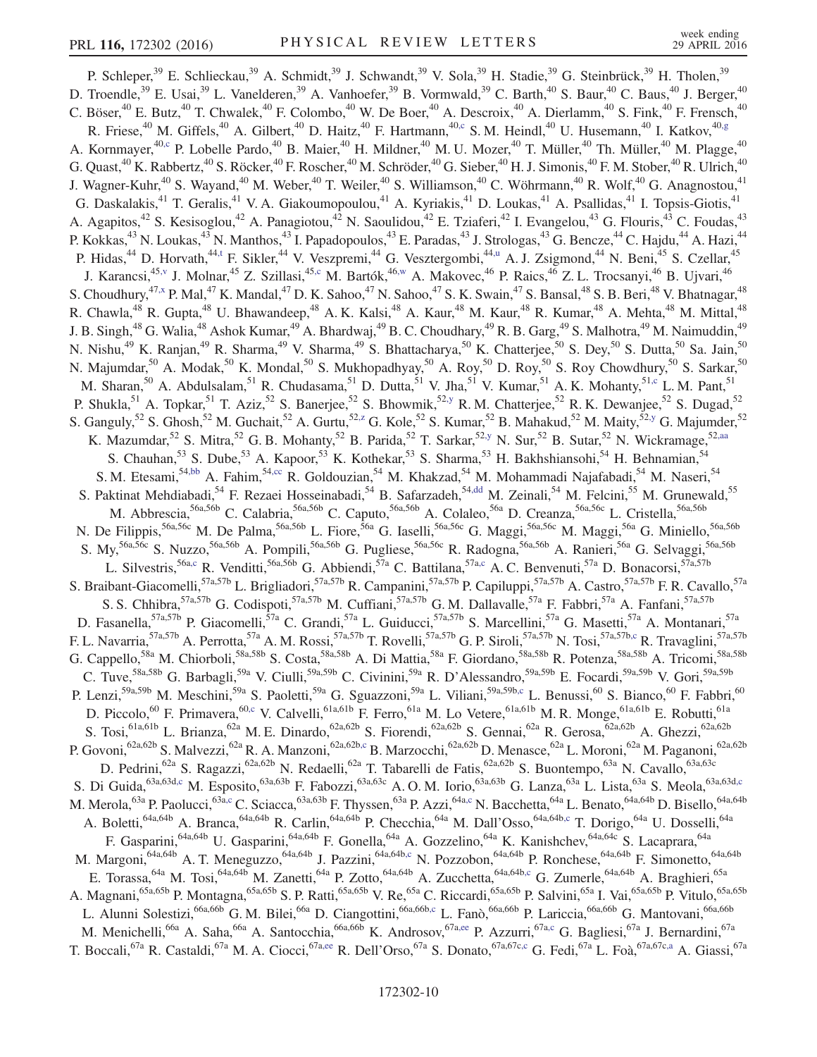P. Schleper,[39] E. Schlieckau,[39] A. Schmidt,[39] J. Schwandt,[39] V. Sola,[39] H. Stadie,[39] G. Steinbrück,[39] H. Tholen,[39] D. Troendle,[39] E. Usai,[39] L. Vanelderen,[39] A. Vanhoefer,[39] B. Vormwald,[39] C. Barth,[40] S. Baur,[40] C. Baus,[40] J. Berger,[40] C. Böser,[40] E. Butz,[40] T. Chwalek,[40] F. Colombo,[40] W. De Boer,[40] A. Descroix,[40] A. Dierlamm,[40] S. Fink,[40] F. Frensch,[40] R. Friese,[40] M. Giffels,[40] A. Gilbert,[40] D. Haitz,[40] F. Hartmann,[40,c] S. M. Heindl,[40] U. Husemann,[40] I. Katkov,[40,g] A. Kornmayer,[40,c] P. Lobelle Pardo,[40] B. Maier,[40] H. Mildner,[40] M. U. Mozer,[40] T. Müller,[40] Th. Müller,[40] M. Plagge,[40] G. Quast,[40] K. Rabbertz,[40] S. Röcker,[40] F. Roscher,[40] M. Schröder,[40] G. Sieber,[40] H. J. Simonis,[40] F. M. Stober,[40] R. Ulrich,[40] J. Wagner-Kuhr,[40] S. Wayand,[40] M. Weber,[40] T. Weiler,[40] S. Williamson,[40] C. Wöhrmann,[40] R. Wolf,[40] G. Anagnostou,[41] G. Daskalakis,[41] T. Geralis,[41] V. A. Giakoumopoulou,[41] A. Kyriakis,[41] D. Loukas,[41] A. Psallidas,[41] I. Topsis-Giotis,[41] A. Agapitos,[42] S. Kesisoglou,[42] A. Panagiotou,[42] N. Saoulidou,[42] E. Tziaferi,[42] I. Evangelou,[43] G. Flouris,[43] C. Foudas,[43] P. Kokkas,[43] N. Loukas,[43] N. Manthos,[43] I. Papadopoulos,[43] E. Paradas,[43] J. Strologas,[43] G. Bencze,[44] C. Hajdu,[44] A. Hazi,[44] P. Hidas,[44] D. Horvath,[44,t] F. Sikler,[44] V. Veszpremi,[44] G. Vesztergombi,[44,u] A. J. Zsigmond,[44] N. Beni,[45] S. Czellar,[45] J. Karancsi,[45,v] J. Molnar,[45] Z. Szillasi,[45,c] M. Bartók,[46,w] A. Makovec,[46] P. Raics,[46] Z. L. Trocsanyi,[46] B. Ujvari,[46] S. Choudhury,[47,x] P. Mal,[47] K. Mandal,[47] D. K. Sahoo,[47] N. Sahoo,[47] S. K. Swain,[47] S. Bansal,[48] S. B. Beri,[48] V. Bhatnagar,[48] R. Chawla,[48] R. Gupta,[48] U. Bhawandeep,[48] A. K. Kalsi,[48] A. Kaur,[48] M. Kaur,[48] R. Kumar,[48] A. Mehta,[48] M. Mittal,[48] J. B. Singh,[48] G. Walia,[48] Ashok Kumar,[49] A. Bhardwaj,[49] B. C. Choudhary,[49] R. B. Garg,[49] S. Malhotra,[49] M. Naimuddin,[49] N. Nishu,[49] K. Ranjan,[49] R. Sharma,[49] V. Sharma,[49] S. Bhattacharya,[50] K. Chatterjee,[50] S. Dey,[50] S. Dutta,[50] Sa. Jain,[50] N. Majumdar,[50] A. Modak,[50] K. Mondal,[50] S. Mukhopadhyay,[50] A. Roy,[50] D. Roy,[50] S. Roy Chowdhury,[50] S. Sarkar,[50] M. Sharan,[50] A. Abdulsalam,[51] R. Chudasama,[51] D. Dutta,[51] V. Jha,[51] V. Kumar,[51] A. K. Mohanty,[51,c] L. M. Pant,[51] P. Shukla,[51] A. Topkar,[51] T. Aziz,[52] S. Banerjee,[52] S. Bhowmik,[52,y] R. M. Chatterjee,[52] R. K. Dewanjee,[52] S. Dugad,[52] S. Ganguly,[52] S. Ghosh,[52] M. Guchait,[52] A. Gurtu,[52,z] G. Kole,[52] S. Kumar,[52] B. Mahakud,[52] M. Maity,[52,y] G. Majumder,[52] K. Mazumdar,[52] S. Mitra,[52] G. B. Mohanty,[52] B. Parida,[52] T. Sarkar,[52,y] N. Sur,[52] B. Sutar,[52] N. Wickramage,[52,aa] S. Chauhan,[53] S. Dube,[53] A. Kapoor,[53] K. Kothekar,[53] S. Sharma,[53] H. Bakhshiansohi,[54] H. Behnamian,[54] S. M. Etesami,[54,bb] A. Fahim,[54,cc] R. Goldouzian,[54] M. Khakzad,[54] M. Mohammadi Najafabadi,[54] M. Naseri,[54] S. Paktinat Mehdiabadi,[54] F. Rezaei Hosseinabadi,[54] B. Safarzadeh,[54,dd] M. Zeinali,[54] M. Felcini,[55] M. Grunewald,[55] M. Abbrescia,[56a,56b] C. Calabria,[56a,56b] C. Caputo,[56a,56b] A. Colaleo,[56a] D. Creanza,[56a,56c] L. Cristella,[56a,56b] N. De Filippis,[56a,56c] M. De Palma,[56a,56b] L. Fiore,[56a] G. Iaselli,[56a,56c] G. Maggi,[56a,56c] M. Maggi,[56a] G. Miniello,[56a,56b] S. My,[56a,56c] S. Nuzzo,[56a,56b] A. Pompili,[56a,56b] G. Pugliese,[56a,56c] R. Radogna,[56a,56b] A. Ranieri,[56a] G. Selvaggi,[56a,56b] L. Silvestris,[56a,c] R. Venditti,[56a,56b] G. Abbiendi,[57a] C. Battilana,[57a,c] A. C. Benvenuti,[57a] D. Bonacorsi,[57a,57b] S. Braibant-Giacomelli,[57a,57b] L. Brigliadori,[57a,57b] R. Campanini,[57a,57b] P. Capiluppi,[57a,57b] A. Castro,[57a,57b] F. R. Cavallo,[57a] S. S. Chhibra,[57a,57b] G. Codispoti,[57a,57b] M. Cuffiani,[57a,57b] G. M. Dallavalle,[57a] F. Fabbri,[57a] A. Fanfani,[57a,57b] D. Fasanella,[57a,57b] P. Giacomelli,[57a] C. Grandi,[57a] L. Guiducci,[57a,57b] S. Marcellini,[57a] G. Masetti,[57a] A. Montanari,[57a] F. L. Navarria,[57a,57b] A. Perrotta,[57a] A. M. Rossi,[57a,57b] T. Rovelli,[57a,57b] G. P. Siroli,[57a,57b] N. Tosi,[57a,57b,c] R. Travaglini,[57a,57b] G. Cappello,[58a] M. Chiorboli,[58a,58b] S. Costa,[58a,58b] A. Di Mattia,[58a] F. Giordano,[58a,58b] R. Potenza,[58a,58b] A. Tricomi,[58a,58b] C. Tuve,[58a,58b] G. Barbagli,[59a] V. Ciulli,[59a,59b] C. Civinini,[59a] R. D'Alessandro,[59a,59b] E. Focardi,[59a,59b] V. Gori,[59a,59b] P. Lenzi,[59a,59b] M. Meschini,[59a] S. Paoletti,[59a] G. Sguazzoni,[59a] L. Viliani,[59a,59b,c] L. Benussi,[60] S. Bianco,[60] F. Fabbri,[60] D. Piccolo,[60] F. Primavera,[60,c] V. Calvelli,[61a,61b] F. Ferro,[61a] M. Lo Vetere,[61a,61b] M. R. Monge,[61a,61b] E. Robutti,[61a] S. Tosi,[61a,61b] L. Brianza,[62a] M. E. Dinardo,[62a,62b] S. Fiorendi,[62a,62b] S. Gennai,[62a] R. Gerosa,[62a,62b] A. Ghezzi,[62a,62b] P. Govoni,[62a,62b] S. Malvezzi,[62a] R. A. Manzoni,[62a,62b,c] B. Marzocchi,[62a,62b] D. Menasce,[62a] L. Moroni,[62a] M. Paganoni,[62a,62b] D. Pedrini,[62a] S. Ragazzi,[62a,62b] N. Redaelli,[62a] T. Tabarelli de Fatis,[62a,62b] S. Buontempo,[63a] N. Cavallo,[63a,63c] S. Di Guida,[63a,63d,c] M. Esposito,[63a,63b] F. Fabozzi,[63a,63c] A. O. M. Iorio,[63a,63b] G. Lanza,[63a] L. Lista,[63a] S. Meola,[63a,63d,c] M. Merola,[63a] P. Paolucci,[63a,c] C. Sciacca,[63a,63b] F. Thyssen,[63a] P. Azzi,[64a,c] N. Bacchetta,[64a] L. Benato,[64a,64b] D. Bisello,[64a,64b] A. Boletti,[64a,64b] A. Branca,[64a,64b] R. Carlin,[64a,64b] P. Checchia,[64a] M. Dall'Osso,[64a,64b,c] T. Dorigo,[64a] U. Dosselli,[64a] F. Gasparini,[64a,64b] U. Gasparini,[64a,64b] F. Gonella,[64a] A. Gozzelino,[64a] K. Kanishchev,[64a,64c] S. Lacaprara,[64a] M. Margoni,[64a,64b] A. T. Meneguzzo,[64a,64b] J. Pazzini,[64a,64b,c] N. Pozzobon,[64a,64b] P. Ronchese,[64a,64b] F. Simonetto,[64a,64b] E. Torassa,[64a] M. Tosi,[64a,64b] M. Zanetti,[64a] P. Zotto,[64a,64b] A. Zucchetta,[64a,64b,c] G. Zumerle,[64a,64b] A. Braghieri,[65a] A. Magnani,[65a,65b] P. Montagna,[65a,65b] S. P. Ratti,[65a,65b] V. Re,[65a] C. Riccardi,[65a,65b] P. Salvini,[65a] I. Vai,[65a,65b] P. Vitulo,[65a,65b] L. Alunni Solestizi,[66a,66b] G. M. Bilei,[66a] D. Ciangottini,[66a,66b,c] L. Fanò,[66a,66b] P. Lariccia,[66a,66b] G. Mantovani,[66a,66b] M. Menichelli,[66a] A. Saha,[66a] A. Santocchia,[66a,66b] K. Androsov,[67a,ee] P. Azzurri,[67a,c] G. Bagliesi,[67a] J. Bernardini,[67a] T. Boccali,[67a] R. Castaldi,[67a] M. A. Ciocci,[67a,ee] R. Dell'Orso,[67a] S. Donato,[67a,67c,c] G. Fedi,[67a] L. Foà,[67a,67c,a] A. Giassi,[67a]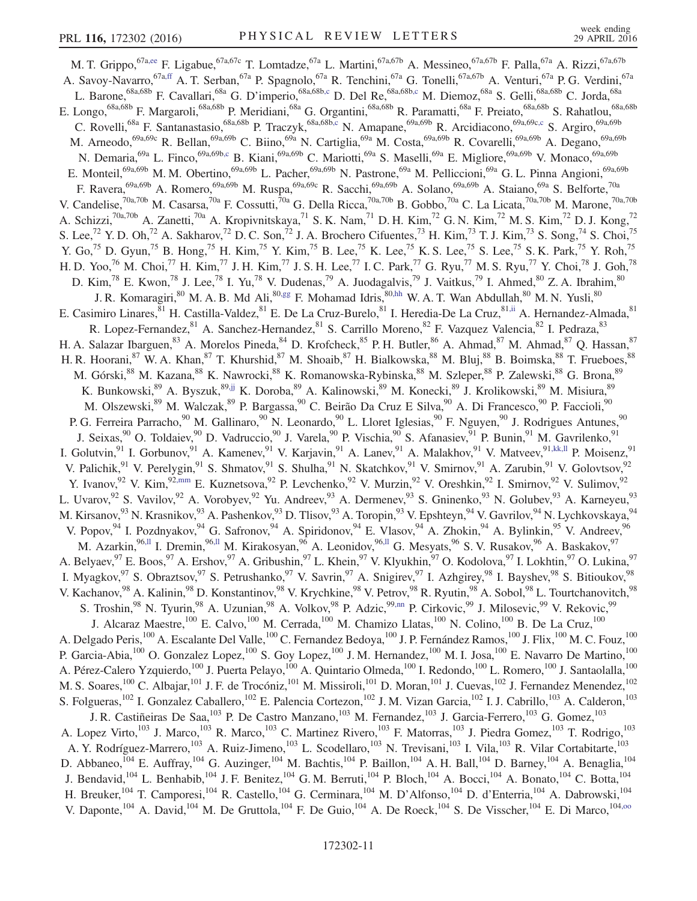M. T. Grippo,[67a,ee] F. Ligabue,[67a,67c] T. Lomtadze,[67a] L. Martini,[67a,67b] A. Messineo,[67a,67b] F. Palla,[67a] A. Rizzi,[67a,67b] A. Savoy-Navarro,[67a,ff] A. T. Serban,[67a] P. Spagnolo,[67a] R. Tenchini,[67a] G. Tonelli,[67a,67b] A. Venturi,[67a] P. G. Verdini,[67a] L. Barone,[68a,68b] F. Cavallari,[68a] G. D'imperio,[68a,68b,c] D. Del Re,[68a,68b,c] M. Diemoz,[68a] S. Gelli,[68a,68b] C. Jorda,[68a] E. Longo,[68a,68b] F. Margaroli,[68a,68b] P. Meridiani,[68a] G. Organtini,[68a,68b] R. Paramatti,[68a] F. Preiato,[68a,68b] S. Rahatlou,[68a,68b] C. Rovelli,[68a] F. Santanastasio,[68a,68b] P. Traczyk,[68a,68b,c] N. Amapane,[69a,69b] R. Arcidiacono,[69a,69c,c] S. Argiro,[69a,69b] M. Arneodo,[69a,69c] R. Bellan,[69a,69b] C. Biino,[69a] N. Cartiglia,[69a] M. Costa,[69a,69b] R. Covarelli,[69a,69b] A. Degano,[69a,69b] N. Demaria,[69a] L. Finco,[69a,69b,c] B. Kiani,[69a,69b] C. Mariotti,[69a] S. Maselli,[69a] E. Migliore,[69a,69b] V. Monaco,[69a,69b] E. Monteil,[69a,69b] M. M. Obertino,[69a,69b] L. Pacher,[69a,69b] N. Pastrone,[69a] M. Pelliccioni,[69a] G. L. Pinna Angioni,[69a,69b] F. Ravera,[69a,69b] A. Romero,[69a,69b] M. Ruspa,[69a,69c] R. Sacchi,[69a,69b] A. Solano,[69a,69b] A. Staiano,[69a] S. Belforte,[70a] V. Candelise,[70a,70b] M. Casarsa,[70a] F. Cossutti,[70a] G. Della Ricca,[70a,70b] B. Gobbo,[70a] C. La Licata,[70a,70b] M. Marone,[70a,70b] A. Schizzi,[70a,70b] A. Zanetti,[70a] A. Kropivnitskaya,[71] S. K. Nam,[71] D. H. Kim,[72] G. N. Kim,[72] M. S. Kim,[72] D. J. Kong,[72] S. Lee,[72] Y. D. Oh,[72] A. Sakharov,[72] D. C. Son,[72] J. A. Brochero Cifuentes,[73] H. Kim,[73] T. J. Kim,[73] S. Song,[74] S. Choi,[75] Y. Go,[75] D. Gyun,[75] B. Hong,[75] H. Kim,[75] Y. Kim,[75] B. Lee,[75] K. Lee,[75] K. S. Lee,[75] S. Lee,[75] S. K. Park,[75] Y. Roh,[75] H. D. Yoo,[76] M. Choi,[77] H. Kim,[77] J. H. Kim,[77] J. S. H. Lee,[77] I. C. Park,[77] G. Ryu,[77] M. S. Ryu,[77] Y. Choi,[78] J. Goh,[78] D. Kim,[78] E. Kwon,[78] J. Lee,[78] I. Yu,[78] V. Dudenas,[79] A. Juodagalvis,[79] J. Vaitkus,[79] I. Ahmed,[80] Z. A. Ibrahim,[80] J. R. Komaragiri,[80] M. A. B. Md Ali,[80,gg] F. Mohamad Idris,[80,hh] W. A. T. Wan Abdullah,[80] M. N. Yusli,[80] E. Casimiro Linares,[81] H. Castilla-Valdez,[81] E. De La Cruz-Burelo,[81] I. Heredia-De La Cruz,[81,ii] A. Hernandez-Almada,[81] R. Lopez-Fernandez,[81] A. Sanchez-Hernandez,[81] S. Carrillo Moreno,[82] F. Vazquez Valencia,[82] I. Pedraza,[83] H. A. Salazar Ibarguen,[83] A. Morelos Pineda,[84] D. Krofcheck,[85] P. H. Butler,[86] A. Ahmad,[87] M. Ahmad,[87] Q. Hassan,[87] H. R. Hoorani,[87] W. A. Khan,[87] T. Khurshid,[87] M. Shoaib,[87] H. Bialkowska,[88] M. Bluj,[88] B. Boimska,[88] T. Frueboes,[88] M. Górski,[88] M. Kazana,[88] K. Nawrocki,[88] K. Romanowska-Rybinska,[88] M. Szleper,[88] P. Zalewski,[88] G. Brona,[89] K. Bunkowski,[89,jj] K. Doroba,[89] A. Kalinowski,[89] M. Konecki,[89] J. Krolikowski,[89] M. Misiura,[89] M. Olszewski,[89] M. Walczak,[89] P. Bargassa,[90] C. Beirão Da Cruz E Silva,[90] A. Di Francesco,[90] P. Faccioli,[90] P. G. Ferreira Parracho,[90] M. Gallinaro,[90] N. Leonardo,[90] L. Lloret Iglesias,[90] F. Nguyen,[90] J. Rodrigues Antunes,[90] J. Seixas,[90] O. Toldaiev,[90] D. Vadruccio,[90] J. Varela,[90] P. Vischia,[90] S. Afanasiev,[91] P. Bunin,[91] M. Gavrilenko,[91] I. Golutvin,[91] I. Gorbunov,[91] A. Kamenev,[91] V. Karjavin,[91] A. Lanev,[91] A. Malakhov,[91] V. Matveev,[91,kk,ll] P. Moisenz,[91] V. Palichik,[91] V. Perelygin,[91] S. Shmatov,[91] S. Shulha,[91] N. Skatchkov,[91] V. Smirnov,[91] A. Zarubin,[91] V. Golovtsov,[92] Y. Ivanov,[92] V. Kim,[92,mm] E. Kuznetsova,[92] P. Levchenko,[92] V. Murzin,[92] V. Oreshkin,[92] I. Smirnov,[92] V. Sulimov,[92] L. Uvarov,[92] S. Vavilov,[92] A. Vorobyev,[92] Yu. Andreev,[93] A. Dermenev,[93] S. Gninenko,[93] N. Golubev,[93] A. Karneyeu,[93] M. Kirsanov,[93] N. Krasnikov,[93] A. Pashenkov,[93] D. Tlisov,[93] A. Toropin,[93] V. Epshteyn,[94] V. Gavrilov,[94] N. Lychkovskaya,[94] V. Popov,[94] I. Pozdnyakov,[94] G. Safronov,[94] A. Spiridonov,[94] E. Vlasov,[94] A. Zhokin,[94] A. Bylinkin,[95] V. Andreev,[96] M. Azarkin,[96,ll] I. Dremin,[96,ll] M. Kirakosyan,[96] A. Leonidov,[96,ll] G. Mesyats,[96] S. V. Rusakov,[96] A. Baskakov,[97] A. Belyaev,[97] E. Boos,[97] A. Ershov,[97] A. Gribushin,[97] L. Khein,[97] V. Klyukhin,[97] O. Kodolova,[97] I. Lokhtin,[97] O. Lukina,[97] I. Myagkov,[97] S. Obraztsov,[97] S. Petrushanko,[97] V. Savrin,[97] A. Snigirev,[97] I. Azhgirey,[98] I. Bayshev,[98] S. Bitioukov,[98] V. Kachanov,[98] A. Kalinin,[98] D. Konstantinov,[98] V. Krychkine,[98] V. Petrov,[98] R. Ryutin,[98] A. Sobol,[98] L. Tourtchanovitch,[98] S. Troshin,[98] N. Tyurin,[98] A. Uzunian,[98] A. Volkov,[98] P. Adzic,[99,nn] P. Cirkovic,[99] J. Milosevic,[99] V. Rekovic,[99] J. Alcaraz Maestre,[100] E. Calvo,[100] M. Cerrada,[100] M. Chamizo Llatas,[100] N. Colino,[100] B. De La Cruz,[100] A. Delgado Peris,[100] A. Escalante Del Valle,[100] C. Fernandez Bedoya,[100] J. P. Fernández Ramos,[100] J. Flix,[100] M. C. Fouz,[100] P. Garcia-Abia,[100] O. Gonzalez Lopez,[100] S. Goy Lopez,[100] J. M. Hernandez,[100] M. I. Josa,[100] E. Navarro De Martino,[100] A. Pérez-Calero Yzquierdo,[100] J. Puerta Pelayo,[100] A. Quintario Olmeda,[100] I. Redondo,[100] L. Romero,[100] J. Santaolalla,[100] M. S. Soares,[100] C. Albajar,[101] J. F. de Trocóniz,[101] M. Missiroli,[101] D. Moran,[101] J. Cuevas,[102] J. Fernandez Menendez,[102] S. Folgueras,[102] I. Gonzalez Caballero,[102] E. Palencia Cortezon,[102] J. M. Vizan Garcia,[102] I. J. Cabrillo,[103] A. Calderon,[103] J. R. Castiñeiras De Saa,[103] P. De Castro Manzano,[103] M. Fernandez,[103] J. Garcia-Ferrero,[103] G. Gomez,[103] A. Lopez Virto,[103] J. Marco,[103] R. Marco,[103] C. Martinez Rivero,[103] F. Matorras,[103] J. Piedra Gomez,[103] T. Rodrigo,[103] A. Y. Rodríguez-Marrero,[103] A. Ruiz-Jimeno,[103] L. Scodellaro,[103] N. Trevisani,[103] I. Vila,[103] R. Vilar Cortabitarte,[103] D. Abbaneo,[104] E. Auffray,[104] G. Auzinger,[104] M. Bachtis,[104] P. Baillon,[104] A. H. Ball,[104] D. Barney,[104] A. Benaglia,[104] J. Bendavid,[104] L. Benhabib,[104] J. F. Benitez,[104] G. M. Berruti,[104] P. Bloch,[104] A. Bocci,[104] A. Bonato,[104] C. Botta,[104] H. Breuker,[104] T. Camporesi,[104] R. Castello,[104] G. Cerminara,[104] M. D'Alfonso,[104] D. d'Enterria,[104] A. Dabrowski,[104] V. Daponte,[104] A. David,[104] M. De Gruttola,[104] F. De Guio,[104] A. De Roeck,[104] S. De Visscher,[104] E. Di Marco,[104,oo]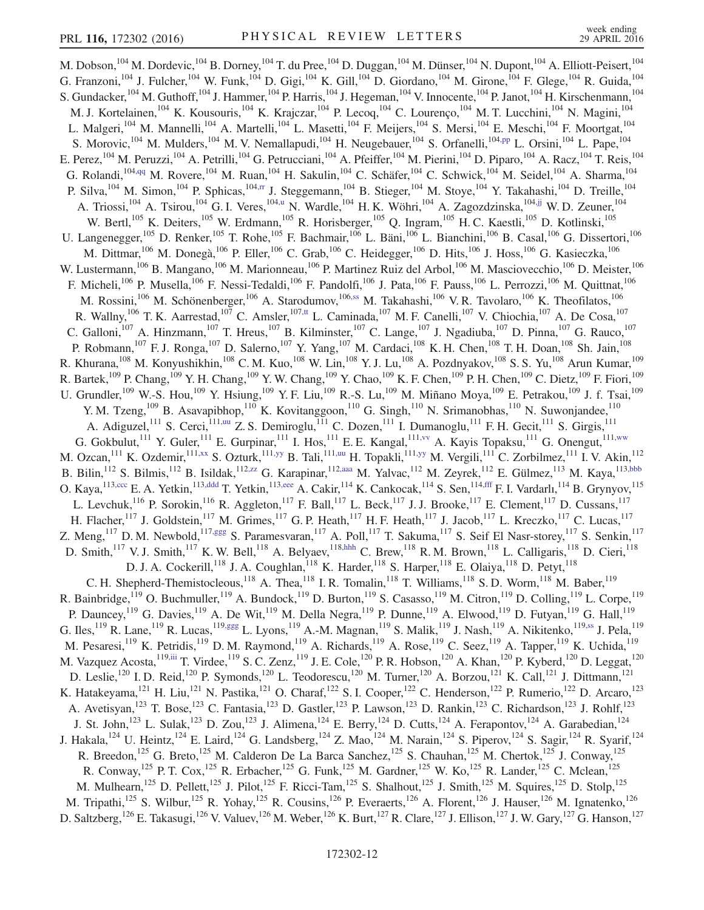M. Dobson,[104] M. Dordevic,[104] B. Dorney,[104] T. du Pree,[104] D. Duggan,[104] M. Dünser,[104] N. Dupont,[104] A. Elliott-Peisert,[104] G. Franzoni,[104] J. Fulcher,[104] W. Funk,[104] D. Gigi,[104] K. Gill,[104] D. Giordano,[104] M. Girone,[104] F. Glege,[104] R. Guida,[104] S. Gundacker,[104] M. Guthoff,[104] J. Hammer,[104] P. Harris,[104] J. Hegeman,[104] V. Innocente,[104] P. Janot,[104] H. Kirschenmann,[104] M. J. Kortelainen,[104] K. Kousouris,[104] K. Krajczar,[104] P. Lecoq,[104] C. Lourenço,[104] M. T. Lucchini,[104] N. Magini,[104] L. Malgeri,[104] M. Mannelli,[104] A. Martelli,[104] L. Masetti,[104] F. Meijers,[104] S. Mersi,[104] E. Meschi,[104] F. Moortgat,[104] S. Morovic,[104] M. Mulders,[104] M. V. Nemallapudi,[104] H. Neugebauer,[104] S. Orfanelli,[104,pp] L. Orsini,[104] L. Pape,[104] E. Perez,[104] M. Peruzzi,[104] A. Petrilli,[104] G. Petrucciani,[104] A. Pfeiffer,[104] M. Pierini,[104] D. Piparo,[104] A. Racz,[104] T. Reis,[104] G. Rolandi,[104,qq] M. Rovere,[104] M. Ruan,[104] H. Sakulin,[104] C. Schäfer,[104] C. Schwick,[104] M. Seidel,[104] A. Sharma,[104] P. Silva,[104] M. Simon,[104] P. Sphicas,[104,rr] J. Steggemann,[104] B. Stieger,[104] M. Stoye,[104] Y. Takahashi,[104] D. Treille,[104] A. Triossi,[104] A. Tsirou,[104] G. I. Veres,[104,u] N. Wardle,[104] H. K. Wöhri,[104] A. Zagozdzinska,[104,jj] W. D. Zeuner,[104] W. Bertl,[105] K. Deiters,[105] W. Erdmann,[105] R. Horisberger,[105] Q. Ingram,[105] H. C. Kaestli,[105] D. Kotlinski,[105] U. Langenegger,[105] D. Renker,[105] T. Rohe,[105] F. Bachmair,[106] L. Bäni,[106] L. Bianchini,[106] B. Casal,[106] G. Dissertori,[106] M. Dittmar,[106] M. Donegà,[106] P. Eller,[106] C. Grab,[106] C. Heidegger,[106] D. Hits,[106] J. Hoss,[106] G. Kasieczka,[106] W. Lustermann,[106] B. Mangano,[106] M. Marionneau,[106] P. Martinez Ruiz del Arbol,[106] M. Masciovecchio,[106] D. Meister,[106] F. Micheli,[106] P. Musella,[106] F. Nessi-Tedaldi,[106] F. Pandolfi,[106] J. Pata,[106] F. Pauss,[106] L. Perrozzi,[106] M. Quittnat,[106] M. Rossini,[106] M. Schönenberger,[106] A. Starodumov,[106,ss] M. Takahashi,[106] V. R. Tavolaro,[106] K. Theofilatos,[106] R. Wallny,[106] T. K. Aarrestad,[107] C. Amsler,[107,tt] L. Caminada,[107] M. F. Canelli,[107] V. Chiochia,[107] A. De Cosa,[107] C. Galloni,[107] A. Hinzmann,[107] T. Hreus,[107] B. Kilminster,[107] C. Lange,[107] J. Ngadiuba,[107] D. Pinna,[107] G. Rauco,[107] P. Robmann,[107] F. J. Ronga,[107] D. Salerno,[107] Y. Yang,[107] M. Cardaci,[108] K. H. Chen,[108] T. H. Doan,[108] Sh. Jain,[108] R. Khurana,[108] M. Konyushikhin,[108] C. M. Kuo,[108] W. Lin,[108] Y. J. Lu,[108] A. Pozdnyakov,[108] S. S. Yu,[108] Arun Kumar,[109] R. Bartek,[109] P. Chang,[109] Y. H. Chang,[109] Y. W. Chang,[109] Y. Chao,[109] K. F. Chen,[109] P. H. Chen,[109] C. Dietz,[109] F. Fiori,[109] U. Grundler,[109] W.-S. Hou,[109] Y. Hsiung,[109] Y. F. Liu,[109] R.-S. Lu,[109] M. Miñano Moya,[109] E. Petrakou,[109] J. f. Tsai,[109] Y. M. Tzeng,[109] B. Asavapibhop,[110] K. Kovitanggoon,[110] G. Singh,[110] N. Srimanobhas,[110] N. Suwonjandee,[110] A. Adiguzel,[111] S. Cerci,[111,uu] Z. S. Demiroglu,[111] C. Dozen,[111] I. Dumanoglu,[111] F. H. Gecit,[111] S. Girgis,[111] G. Gokbulut,[111] Y. Guler,[111] E. Gurpinar,[111] I. Hos,[111] E. E. Kangal,[111,vv] A. Kayis Topaksu,[111] G. Onengut,[111,ww] M. Ozcan,[111] K. Ozdemir,[111,xx] S. Ozturk,[111,yy] B. Tali,[111,uu] H. Topakli,[111,yy] M. Vergili,[111] C. Zorbilmez,[111] I. V. Akin,[112] B. Bilin,[112] S. Bilmis,[112] B. Isildak,[112,zz] G. Karapinar,[112,aaa] M. Yalvac,[112] M. Zeyrek,[112] E. Gülmez,[113] M. Kaya,[113,bbb] O. Kaya,[113,ccc] E. A. Yetkin,[113,ddd] T. Yetkin,[113,eee] A. Cakir,[114] K. Cankocak,[114] S. Sen,[114,fff] F. I. Vardarlı,[114] B. Grynyov,[115] L. Levchuk,[116] P. Sorokin,[116] R. Aggleton,[117] F. Ball,[117] L. Beck,[117] J. J. Brooke,[117] E. Clement,[117] D. Cussans,[117] H. Flacher,[117] J. Goldstein,[117] M. Grimes,[117] G. P. Heath,[117] H. F. Heath,[117] J. Jacob,[117] L. Kreczko,[117] C. Lucas,[117] Z. Meng,[117] D. M. Newbold,[117,ggg] S. Paramesvaran,[117] A. Poll,[117] T. Sakuma,[117] S. Seif El Nasr-storey,[117] S. Senkin,[117] D. Smith,[117] V. J. Smith,[117] K. W. Bell,[118] A. Belyaev,[118,hhh] C. Brew,[118] R. M. Brown,[118] L. Calligaris,[118] D. Cieri,[118] D. J. A. Cockerill,[118] J. A. Coughlan,[118] K. Harder,[118] S. Harper,[118] E. Olaiya,[118] D. Petyt,[118] C. H. Shepherd-Themistocleous,[118] A. Thea,[118] I. R. Tomalin,[118] T. Williams,[118] S. D. Worm,[118] M. Baber,[119] R. Bainbridge,[119] O. Buchmuller,[119] A. Bundock,[119] D. Burton,[119] S. Casasso,[119] M. Citron,[119] D. Colling,[119] L. Corpe,[119] P. Dauncey,[119] G. Davies,[119] A. De Wit,[119] M. Della Negra,[119] P. Dunne,[119] A. Elwood,[119] D. Futyan,[119] G. Hall,[119] G. Iles,[119] R. Lane,[119] R. Lucas,[119,ggg] L. Lyons,[119] A.-M. Magnan,[119] S. Malik,[119] J. Nash,[119] A. Nikitenko,[119,ss] J. Pela,[119] M. Pesaresi,[119] K. Petridis,[119] D. M. Raymond,[119] A. Richards,[119] A. Rose,[119] C. Seez,[119] A. Tapper,[119] K. Uchida,[119] M. Vazquez Acosta,[119,iii] T. Virdee,[119] S. C. Zenz,[119] J. E. Cole,[120] P. R. Hobson,[120] A. Khan,[120] P. Kyberd,[120] D. Leggat,[120] D. Leslie,[120] I. D. Reid,[120] P. Symonds,[120] L. Teodorescu,[120] M. Turner,[120] A. Borzou,[121] K. Call,[121] J. Dittmann,[121] K. Hatakeyama,[121] H. Liu,[121] N. Pastika,[121] O. Charaf,[122] S. I. Cooper,[122] C. Henderson,[122] P. Rumerio,[122] D. Arcaro,[123] A. Avetisyan,[123] T. Bose,[123] C. Fantasia,[123] D. Gastler,[123] P. Lawson,[123] D. Rankin,[123] C. Richardson,[123] J. Rohlf,[123] J. St. John,[123] L. Sulak,[123] D. Zou,[123] J. Alimena,[124] E. Berry,[124] D. Cutts,[124] A. Ferapontov,[124] A. Garabedian,[124] J. Hakala,[124] U. Heintz,[124] E. Laird,[124] G. Landsberg,[124] Z. Mao,[124] M. Narain,[124] S. Piperov,[124] S. Sagir,[124] R. Syarif,[124] R. Breedon,[125] G. Breto,[125] M. Calderon De La Barca Sanchez,[125] S. Chauhan,[125] M. Chertok,[125] J. Conway,[125] R. Conway,[125] P. T. Cox,[125] R. Erbacher,[125] G. Funk,[125] M. Gardner,[125] W. Ko,[125] R. Lander,[125] C. Mclean,[125] M. Mulhearn,[125] D. Pellett,[125] J. Pilot,[125] F. Ricci-Tam,[125] S. Shalhout,[125] J. Smith,[125] M. Squires,[125] D. Stolp,[125] M. Tripathi,[125] S. Wilbur,[125] R. Yohay,[125] R. Cousins,[126] P. Everaerts,[126] A. Florent,[126] J. Hauser,[126] M. Ignatenko,[126] D. Saltzberg,[126] E. Takasugi,[126] V. Valuev,[126] M. Weber,[126] K. Burt,[127] R. Clare,[127] J. Ellison,[127] J. W. Gary,[127] G. Hanson,[127]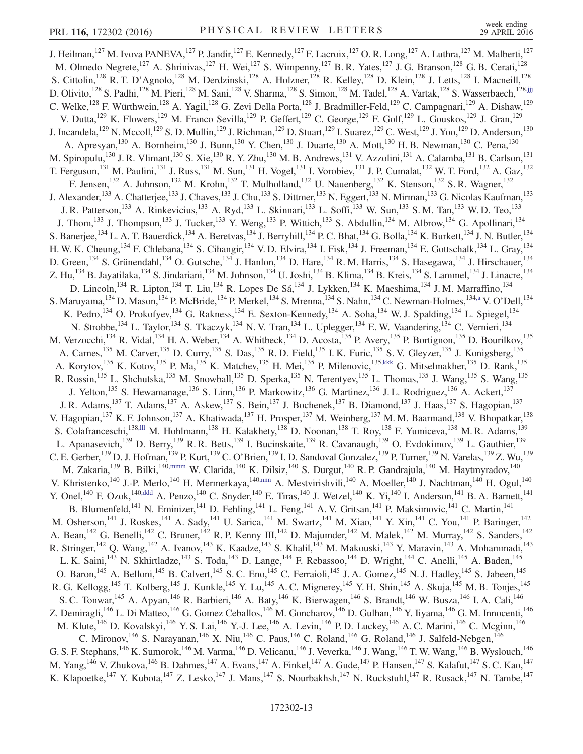J. Heilman,[127] M. Ivova PANEVA,[127] P. Jandir,[127] E. Kennedy,[127] F. Lacroix,[127] O. R. Long,[127] A. Luthra,[127] M. Malberti,[127] M. Olmedo Negrete,[127] A. Shrinivas,[127] H. Wei,[127] S. Wimpenny,[127] B. R. Yates,[127] J. G. Branson,[128] G. B. Cerati,[128] S. Cittolin,[128] R. T. D'Agnolo,[128] M. Derdzinski,[128] A. Holzner,[128] R. Kelley,[128] D. Klein,[128] J. Letts,[128] I. Macneill,[128] D. Olivito,[128] S. Padhi,[128] M. Pieri,[128] M. Sani,[128] V. Sharma,[128] S. Simon,[128] M. Tadel,[128] A. Vartak,[128] S. Wasserbaech,[128,jjj] C. Welke,[128] F. Würthwein,[128] A. Yagil,[128] G. Zevi Della Porta,[128] J. Bradmiller-Feld,[129] C. Campagnari,[129] A. Dishaw,[129] V. Dutta,[129] K. Flowers,[129] M. Franco Sevilla,[129] P. Geffert,[129] C. George,[129] F. Golf,[129] L. Gouskos,[129] J. Gran,[129] J. Incandela,[129] N. Mccoll,[129] S. D. Mullin,[129] J. Richman,[129] D. Stuart,[129] I. Suarez,[129] C. West,[129] J. Yoo,[129] D. Anderson,[130] A. Apresyan,[130] A. Bornheim,[130] J. Bunn,[130] Y. Chen,[130] J. Duarte,[130] A. Mott,[130] H. B. Newman,[130] C. Pena,[130] M. Spiropulu,[130] J. R. Vlimant,[130] S. Xie,[130] R. Y. Zhu,[130] M. B. Andrews,[131] V. Azzolini,[131] A. Calamba,[131] B. Carlson,[131] T. Ferguson,[131] M. Paulini,[131] J. Russ,[131] M. Sun,[131] H. Vogel,[131] I. Vorobiev,[131] J. P. Cumalat,[132] W. T. Ford,[132] A. Gaz,[132] F. Jensen,[132] A. Johnson,[132] M. Krohn,[132] T. Mulholland,[132] U. Nauenberg,[132] K. Stenson,[132] S. R. Wagner,[132] J. Alexander,[133] A. Chatterjee,[133] J. Chaves,[133] J. Chu,[133] S. Dittmer,[133] N. Eggert,[133] N. Mirman,[133] G. Nicolas Kaufman,[133] J. R. Patterson,[133] A. Rinkevicius,[133] A. Ryd,[133] L. Skinnari,[133] L. Soffi,[133] W. Sun,[133] S. M. Tan,[133] W. D. Teo,[133] J. Thom,[133] J. Thompson,[133] J. Tucker,[133] Y. Weng,[133] P. Wittich,[133] S. Abdullin,[134] M. Albrow,[134] G. Apollinari,[134] S. Banerjee,[134] L. A. T. Bauerdick,[134] A. Beretvas,[134] J. Berryhill,[134] P. C. Bhat,[134] G. Bolla,[134] K. Burkett,[134] J. N. Butler,[134] H. W. K. Cheung,[134] F. Chlebana,[134] S. Cihangir,[134] V. D. Elvira,[134] I. Fisk,[134] J. Freeman,[134] E. Gottschalk,[134] L. Gray,[134] D. Green,[134] S. Grünendahl,[134] O. Gutsche,[134] J. Hanlon,[134] D. Hare,[134] R. M. Harris,[134] S. Hasegawa,[134] J. Hirschauer,[134] Z. Hu,[134] B. Jayatilaka,[134] S. Jindariani,[134] M. Johnson,[134] U. Joshi,[134] B. Klima,[134] B. Kreis,[134] S. Lammel,[134] J. Linacre,[134] D. Lincoln,[134] R. Lipton,[134] T. Liu,[134] R. Lopes De Sá,[134] J. Lykken,[134] K. Maeshima,[134] J. M. Marraffino,[134] S. Maruyama,[134] D. Mason,[134] P. McBride,[134] P. Merkel,[134] S. Mrenna,[134] S. Nahn,[134] C. Newman-Holmes,[134,a] V. O'Dell,[134] K. Pedro,[134] O. Prokofyev,[134] G. Rakness,[134] E. Sexton-Kennedy,[134] A. Soha,[134] W. J. Spalding,[134] L. Spiegel,[134] N. Strobbe,[134] L. Taylor,[134] S. Tkaczyk,[134] N. V. Tran,[134] L. Uplegger,[134] E. W. Vaandering,[134] C. Vernieri,[134] M. Verzocchi,[134] R. Vidal,[134] H. A. Weber,[134] A. Whitbeck,[134] D. Acosta,[135] P. Avery,[135] P. Bortignon,[135] D. Bourilkov,[135] A. Carnes,[135] M. Carver,[135] D. Curry,[135] S. Das,[135] R. D. Field,[135] I. K. Furic,[135] S. V. Gleyzer,[135] J. Konigsberg,[135] A. Korytov,[135] K. Kotov,[135] P. Ma,[135] K. Matchev,[135] H. Mei,[135] P. Milenovic,[135,kkk] G. Mitselmakher,[135] D. Rank,[135] R. Rossin,[135] L. Shchutska,[135] M. Snowball,[135] D. Sperka,[135] N. Terentyev,[135] L. Thomas,[135] J. Wang,[135] S. Wang,[135] J. Yelton,[135] S. Hewamanage,[136] S. Linn,[136] P. Markowitz,[136] G. Martinez,[136] J. L. Rodriguez,[136] A. Ackert,[137] J. R. Adams,[137] T. Adams,[137] A. Askew,[137] S. Bein,[137] J. Bochenek,[137] B. Diamond,[137] J. Haas,[137] S. Hagopian,[137] V. Hagopian,[137] K. F. Johnson,[137] A. Khatiwada,[137] H. Prosper,[137] M. Weinberg,[137] M. M. Baarmand,[138] V. Bhopatkar,[138] S. Colafranceschi,[138,lll] M. Hohlmann,[138] H. Kalakhety,[138] D. Noonan,[138] T. Roy,[138] F. Yumiceva,[138] M. R. Adams,[139] L. Apanasevich,[139] D. Berry,[139] R. R. Betts,[139] I. Bucinskaite,[139] R. Cavanaugh,[139] O. Evdokimov,[139] L. Gauthier,[139] C. E. Gerber,[139] D. J. Hofman,[139] P. Kurt,[139] C. O'Brien,[139] I. D. Sandoval Gonzalez,[139] P. Turner,[139] N. Varelas,[139] Z. Wu,[139] M. Zakaria,[139] B. Bilki,[140,mmm] W. Clarida,[140] K. Dilsiz,[140] S. Durgut,[140] R. P. Gandrajula,[140] M. Haytmyradov,[140] V. Khristenko,[140] J.-P. Merlo,[140] H. Mermerkaya,[140,nnn] A. Mestvirishvili,[140] A. Moeller,[140] J. Nachtman,[140] H. Ogul,[140] Y. Onel,[140] F. Ozok,[140,ddd] A. Penzo,[140] C. Snyder,[140] E. Tiras,[140] J. Wetzel,[140] K. Yi,[140] I. Anderson,[141] B. A. Barnett,[141] B. Blumenfeld,[141] N. Eminizer,[141] D. Fehling,[141] L. Feng,[141] A. V. Gritsan,[141] P. Maksimovic,[141] C. Martin,[141] M. Osherson,[141] J. Roskes,[141] A. Sady,[141] U. Sarica,[141] M. Swartz,[141] M. Xiao,[141] Y. Xin,[141] C. You,[141] P. Baringer,[142] A. Bean,[142] G. Benelli,[142] C. Bruner,[142] R. P. Kenny III,[142] D. Majumder,[142] M. Malek,[142] M. Murray,[142] S. Sanders,[142] R. Stringer,[142] Q. Wang,[142] A. Ivanov,[143] K. Kaadze,[143] S. Khalil,[143] M. Makouski,[143] Y. Maravin,[143] A. Mohammadi,[143] L. K. Saini,[143] N. Skhirtladze,[143] S. Toda,[143] D. Lange,[144] F. Rebassoo,[144] D. Wright,[144] C. Anelli,[145] A. Baden,[145] O. Baron,[145] A. Belloni,[145] B. Calvert,[145] S. C. Eno,[145] C. Ferraioli,[145] J. A. Gomez,[145] N. J. Hadley,[145] S. Jabeen,[145] R. G. Kellogg,[145] T. Kolberg,[145] J. Kunkle,[145] Y. Lu,[145] A. C. Mignerey,[145] Y. H. Shin,[145] A. Skuja,[145] M. B. Tonjes,[145] S. C. Tonwar,[145] A. Apyan,[146] R. Barbieri,[146] A. Baty,[146] K. Bierwagen,[146] S. Brandt,[146] W. Busza,[146] I. A. Cali,[146] Z. Demiragli,[146] L. Di Matteo,[146] G. Gomez Ceballos,[146] M. Goncharov,[146] D. Gulhan,[146] Y. Iiyama,[146] G. M. Innocenti,[146] M. Klute,[146] D. Kovalskyi,[146] Y. S. Lai,[146] Y.-J. Lee,[146] A. Levin,[146] P. D. Luckey,[146] A. C. Marini,[146] C. Mcginn,[146] C. Mironov,[146] S. Narayanan,[146] X. Niu,[146] C. Paus,[146] C. Roland,[146] G. Roland,[146] J. Salfeld-Nebgen,[146] G. S. F. Stephans,[146] K. Sumorok,[146] M. Varma,[146] D. Velicanu,[146] J. Veverka,[146] J. Wang,[146] T. W. Wang,[146] B. Wyslouch,[146] M. Yang,[146] V. Zhukova,[146] B. Dahmes,[147] A. Evans,[147] A. Finkel,[147] A. Gude,[147] P. Hansen,[147] S. Kalafut,[147] S. C. Kao,[147] K. Klapoetke,[147] Y. Kubota,[147] Z. Lesko,[147] J. Mans,[147] S. Nourbakhsh,[147] N. Ruckstuhl,[147] R. Rusack,[147] N. Tambe,[147]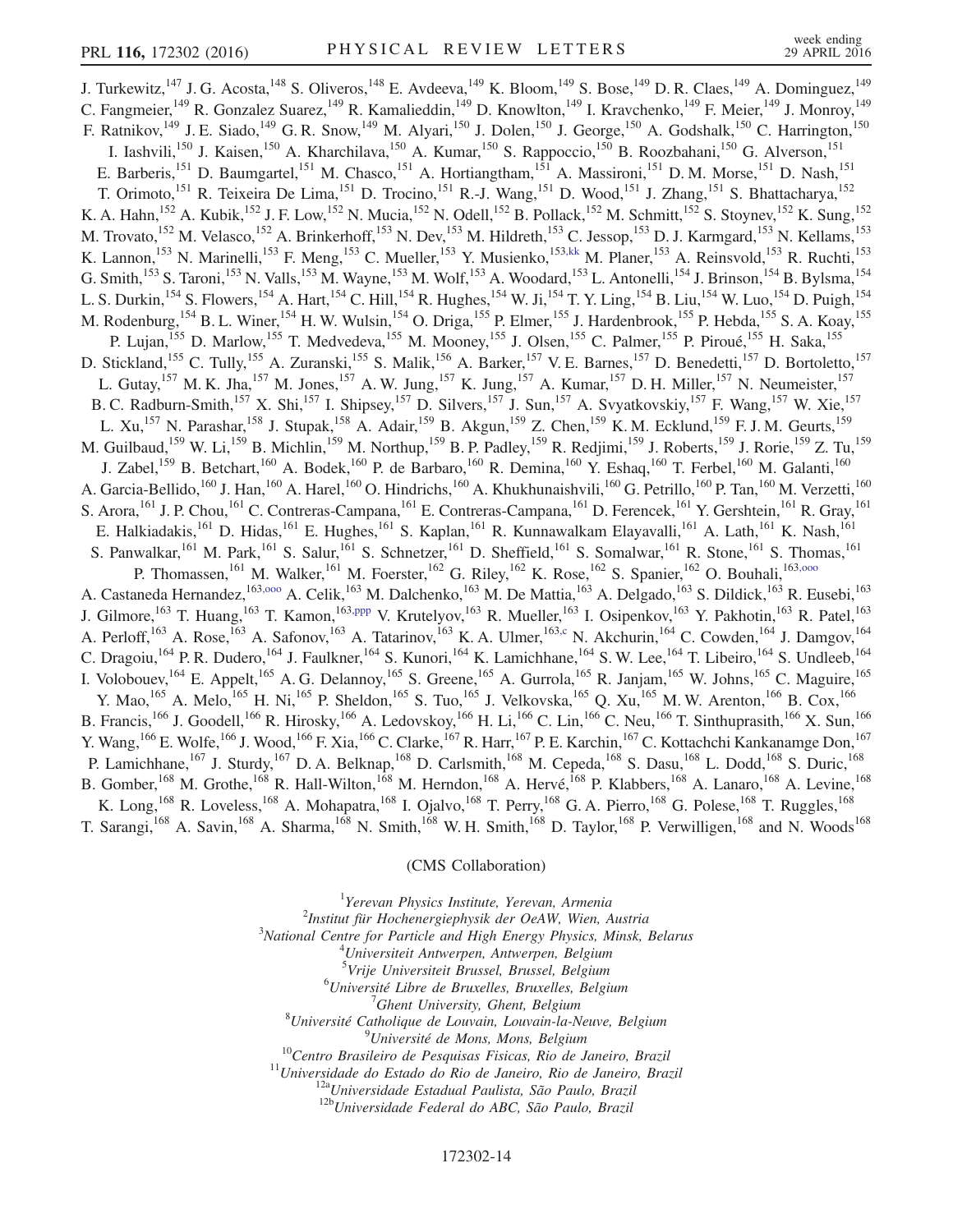J. Turkewitz,[147] J. G. Acosta,[148] S. Oliveros,[148] E. Avdeeva,[149] K. Bloom,[149] S. Bose,[149] D. R. Claes,[149] A. Dominguez,[149] C. Fangmeier,[149] R. Gonzalez Suarez,[149] R. Kamalieddin,[149] D. Knowlton,[149] I. Kravchenko,[149] F. Meier,[149] J. Monroy,[149] F. Ratnikov,[149] J. E. Siado,[149] G. R. Snow,[149] M. Alyari,[150] J. Dolen,[150] J. George,[150] A. Godshalk,[150] C. Harrington,[150] I. Iashvili,[150] J. Kaisen,[150] A. Kharchilava,[150] A. Kumar,[150] S. Rappoccio,[150] B. Roozbahani,[150] G. Alverson,[151] E. Barberis,[151] D. Baumgartel,[151] M. Chasco,[151] A. Hortiangtham,[151] A. Massironi,[151] D. M. Morse,[151] D. Nash,[151] T. Orimoto,[151] R. Teixeira De Lima,[151] D. Trocino,[151] R.-J. Wang,[151] D. Wood,[151] J. Zhang,[151] S. Bhattacharya,[152] K. A. Hahn,[152] A. Kubik,[152] J. F. Low,[152] N. Mucia,[152] N. Odell,[152] B. Pollack,[152] M. Schmitt,[152] S. Stoynev,[152] K. Sung,[152] M. Trovato,[152] M. Velasco,[152] A. Brinkerhoff,[153] N. Dev,[153] M. Hildreth,[153] C. Jessop,[153] D. J. Karmgard,[153] N. Kellams,[153] K. Lannon,[153] N. Marinelli,[153] F. Meng,[153] C. Mueller,[153] Y. Musienko,[153,kk] M. Planer,[153] A. Reinsvold,[153] R. Ruchti,[153] G. Smith,[153] S. Taroni,[153] N. Valls,[153] M. Wayne,[153] M. Wolf,[153] A. Woodard,[153] L. Antonelli,[154] J. Brinson,[154] B. Bylsma,[154] L. S. Durkin,[154] S. Flowers,[154] A. Hart,[154] C. Hill,[154] R. Hughes,[154] W. Ji,[154] T. Y. Ling,[154] B. Liu,[154] W. Luo,[154] D. Puigh,[154] M. Rodenburg,[154] B. L. Winer,[154] H. W. Wulsin,[154] O. Driga,[155] P. Elmer,[155] J. Hardenbrook,[155] P. Hebda,[155] S. A. Koay,[155] P. Lujan,[155] D. Marlow,[155] T. Medvedeva,[155] M. Mooney,[155] J. Olsen,[155] C. Palmer,[155] P. Piroué,[155] H. Saka,[155] D. Stickland,[155] C. Tully,[155] A. Zuranski,[155] S. Malik,[156] A. Barker,[157] V. E. Barnes,[157] D. Benedetti,[157] D. Bortoletto,[157] L. Gutay,[157] M. K. Jha,[157] M. Jones,[157] A. W. Jung,[157] K. Jung,[157] A. Kumar,[157] D. H. Miller,[157] N. Neumeister,[157] B. C. Radburn-Smith,[157] X. Shi,[157] I. Shipsey,[157] D. Silvers,[157] J. Sun,[157] A. Svyatkovskiy,[157] F. Wang,[157] W. Xie,[157] L. Xu,[157] N. Parashar,[158] J. Stupak,[158] A. Adair,[159] B. Akgun,[159] Z. Chen,[159] K. M. Ecklund,[159] F. J. M. Geurts,[159] M. Guilbaud,[159] W. Li,[159] B. Michlin,[159] M. Northup,[159] B. P. Padley,[159] R. Redjimi,[159] J. Roberts,[159] J. Rorie,[159] Z. Tu,[159] J. Zabel,[159] B. Betchart,[160] A. Bodek,[160] P. de Barbaro,[160] R. Demina,[160] Y. Eshaq,[160] T. Ferbel,[160] M. Galanti,[160] A. Garcia-Bellido,[160] J. Han,[160] A. Harel,[160] O. Hindrichs,[160] A. Khukhunaishvili,[160] G. Petrillo,[160] P. Tan,[160] M. Verzetti,[160] S. Arora,[161] J. P. Chou,[161] C. Contreras-Campana,[161] E. Contreras-Campana,[161] D. Ferencek,[161] Y. Gershtein,[161] R. Gray,[161] E. Halkiadakis,[161] D. Hidas,[161] E. Hughes,[161] S. Kaplan,[161] R. Kunnawalkam Elayavalli,[161] A. Lath,[161] K. Nash,[161] S. Panwalkar,[161] M. Park,[161] S. Salur,[161] S. Schnetzer,[161] D. Sheffield,[161] S. Somalwar,[161] R. Stone,[161] S. Thomas,[161] P. Thomassen,[161] M. Walker,[161] M. Foerster,[162] G. Riley,[162] K. Rose,[162] S. Spanier,[162] O. Bouhali,[163,ooo] A. Castaneda Hernandez,[163,ooo] A. Celik,[163] M. Dalchenko,[163] M. De Mattia,[163] A. Delgado,[163] S. Dildick,[163] R. Eusebi,[163] J. Gilmore,[163] T. Huang,[163] T. Kamon,[163,ppp] V. Krutelyov,[163] R. Mueller,[163] I. Osipenkov,[163] Y. Pakhotin,[163] R. Patel,[163] A. Perloff,[163] A. Rose,[163] A. Safonov,[163] A. Tatarinov,[163] K. A. Ulmer,[163,c] N. Akchurin,[164] C. Cowden,[164] J. Damgov,[164] C. Dragoiu,[164] P. R. Dudero,[164] J. Faulkner,[164] S. Kunori,[164] K. Lamichhane,[164] S. W. Lee,[164] T. Libeiro,[164] S. Undleeb,[164] I. Volobouev,[164] E. Appelt,[165] A. G. Delannoy,[165] S. Greene,[165] A. Gurrola,[165] R. Janjam,[165] W. Johns,[165] C. Maguire,[165] Y. Mao,[165] A. Melo,[165] H. Ni,[165] P. Sheldon,[165] S. Tuo,[165] J. Velkovska,[165] Q. Xu,[165] M. W. Arenton,[166] B. Cox,[166] B. Francis,[166] J. Goodell,[166] R. Hirosky,[166] A. Ledovskoy,[166] H. Li,[166] C. Lin,[166] C. Neu,[166] T. Sinthuprasith,[166] X. Sun,[166] Y. Wang,[166] E. Wolfe,[166] J. Wood,[166] F. Xia,[166] C. Clarke,[167] R. Harr,[167] P. E. Karchin,[167] C. Kottachchi Kankanamge Don,[167] P. Lamichhane,[167] J. Sturdy,[167] D. A. Belknap,[168] D. Carlsmith,[168] M. Cepeda,[168] S. Dasu,[168] L. Dodd,[168] S. Duric,[168] B. Gomber,[168] M. Grothe,[168] R. Hall-Wilton,[168] M. Herndon,[168] A. Hervé,[168] P. Klabbers,[168] A. Lanaro,[168] A. Levine,[168] K. Long,[168] R. Loveless,[168] A. Mohapatra,[168] I. Ojalvo,[168] T. Perry,[168] G. A. Pierro,[168] G. Polese,[168] T. Ruggles,[168] T. Sarangi,[168] A. Savin,[168] A. Sharma,[168] N. Smith,[168] W. H. Smith,[168] D. Taylor,[168] P. Verwilligen,[168] and N. Woods[168]

(CMS Collaboration)

[1] *Yerevan Physics Institute, Yerevan, Armenia*
[2] *Institut für Hochenergiephysik der OeAW, Wien, Austria*
[3] *National Centre for Particle and High Energy Physics, Minsk, Belarus*
[4] *Universiteit Antwerpen, Antwerpen, Belgium*
[5] *Vrije Universiteit Brussel, Brussel, Belgium*
[6] *Université Libre de Bruxelles, Bruxelles, Belgium*
[7] *Ghent University, Ghent, Belgium*
[8] *Université Catholique de Louvain, Louvain-la-Neuve, Belgium*
[9] *Université de Mons, Mons, Belgium*
[10] *Centro Brasileiro de Pesquisas Fisicas, Rio de Janeiro, Brazil*
[11] *Universidade do Estado do Rio de Janeiro, Rio de Janeiro, Brazil*
[12a] *Universidade Estadual Paulista, São Paulo, Brazil*
[12b] *Universidade Federal do ABC, São Paulo, Brazil*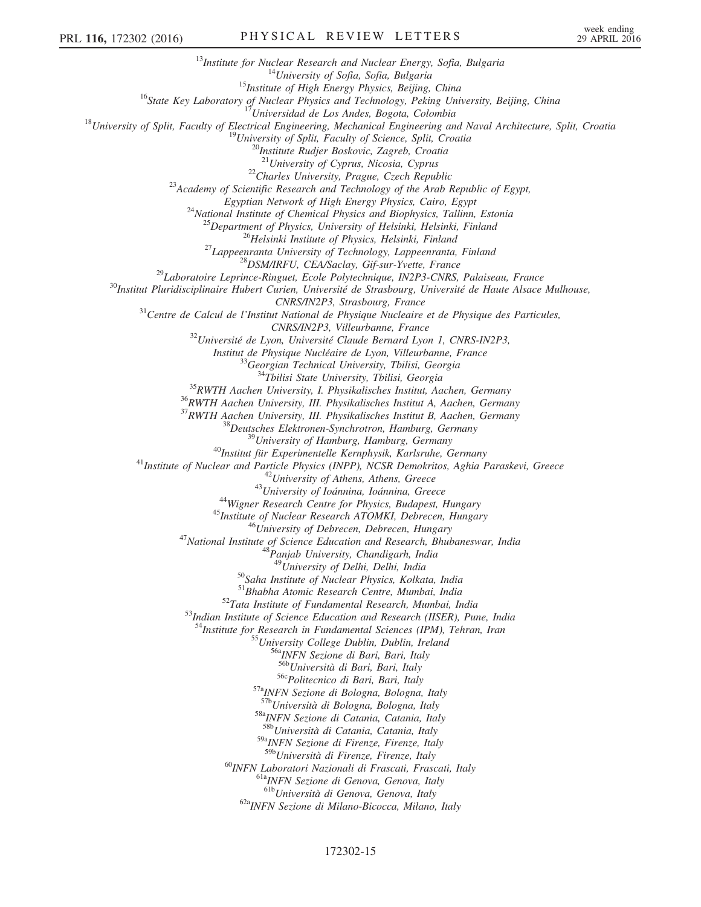[13]Institute for Nuclear Research and Nuclear Energy, Sofia, Bulgaria
[14]University of Sofia, Sofia, Bulgaria
[15]Institute of High Energy Physics, Beijing, China
[16]State Key Laboratory of Nuclear Physics and Technology, Peking University, Beijing, China
[17]Universidad de Los Andes, Bogota, Colombia
[18]University of Split, Faculty of Electrical Engineering, Mechanical Engineering and Naval Architecture, Split, Croatia
[19]University of Split, Faculty of Science, Split, Croatia
[20]Institute Rudjer Boskovic, Zagreb, Croatia
[21]University of Cyprus, Nicosia, Cyprus
[22]Charles University, Prague, Czech Republic
[23]Academy of Scientific Research and Technology of the Arab Republic of Egypt, Egyptian Network of High Energy Physics, Cairo, Egypt
[24]National Institute of Chemical Physics and Biophysics, Tallinn, Estonia
[25]Department of Physics, University of Helsinki, Helsinki, Finland
[26]Helsinki Institute of Physics, Helsinki, Finland
[27]Lappeenranta University of Technology, Lappeenranta, Finland
[28]DSM/IRFU, CEA/Saclay, Gif-sur-Yvette, France
[29]Laboratoire Leprince-Ringuet, Ecole Polytechnique, IN2P3-CNRS, Palaiseau, France
[30]Institut Pluridisciplinaire Hubert Curien, Université de Strasbourg, Université de Haute Alsace Mulhouse, CNRS/IN2P3, Strasbourg, France
[31]Centre de Calcul de l'Institut National de Physique Nucleaire et de Physique des Particules, CNRS/IN2P3, Villeurbanne, France
[32]Université de Lyon, Université Claude Bernard Lyon 1, CNRS-IN2P3, Institut de Physique Nucléaire de Lyon, Villeurbanne, France
[33]Georgian Technical University, Tbilisi, Georgia
[34]Tbilisi State University, Tbilisi, Georgia
[35]RWTH Aachen University, I. Physikalisches Institut, Aachen, Germany
[36]RWTH Aachen University, III. Physikalisches Institut A, Aachen, Germany
[37]RWTH Aachen University, III. Physikalisches Institut B, Aachen, Germany
[38]Deutsches Elektronen-Synchrotron, Hamburg, Germany
[39]University of Hamburg, Hamburg, Germany
[40]Institut für Experimentelle Kernphysik, Karlsruhe, Germany
[41]Institute of Nuclear and Particle Physics (INPP), NCSR Demokritos, Aghia Paraskevi, Greece
[42]University of Athens, Athens, Greece
[43]University of Ioánnina, Ioánnina, Greece
[44]Wigner Research Centre for Physics, Budapest, Hungary
[45]Institute of Nuclear Research ATOMKI, Debrecen, Hungary
[46]University of Debrecen, Debrecen, Hungary
[47]National Institute of Science Education and Research, Bhubaneswar, India
[48]Panjab University, Chandigarh, India
[49]University of Delhi, Delhi, India
[50]Saha Institute of Nuclear Physics, Kolkata, India
[51]Bhabha Atomic Research Centre, Mumbai, India
[52]Tata Institute of Fundamental Research, Mumbai, India
[53]Indian Institute of Science Education and Research (IISER), Pune, India
[54]Institute for Research in Fundamental Sciences (IPM), Tehran, Iran
[55]University College Dublin, Dublin, Ireland
[56a]INFN Sezione di Bari, Bari, Italy
[56b]Università di Bari, Bari, Italy
[56c]Politecnico di Bari, Bari, Italy
[57a]INFN Sezione di Bologna, Bologna, Italy
[57b]Università di Bologna, Bologna, Italy
[58a]INFN Sezione di Catania, Catania, Italy
[58b]Università di Catania, Catania, Italy
[59a]INFN Sezione di Firenze, Firenze, Italy
[59b]Università di Firenze, Firenze, Italy
[60]INFN Laboratori Nazionali di Frascati, Frascati, Italy
[61a]INFN Sezione di Genova, Genova, Italy
[61b]Università di Genova, Genova, Italy
[62a]INFN Sezione di Milano-Bicocca, Milano, Italy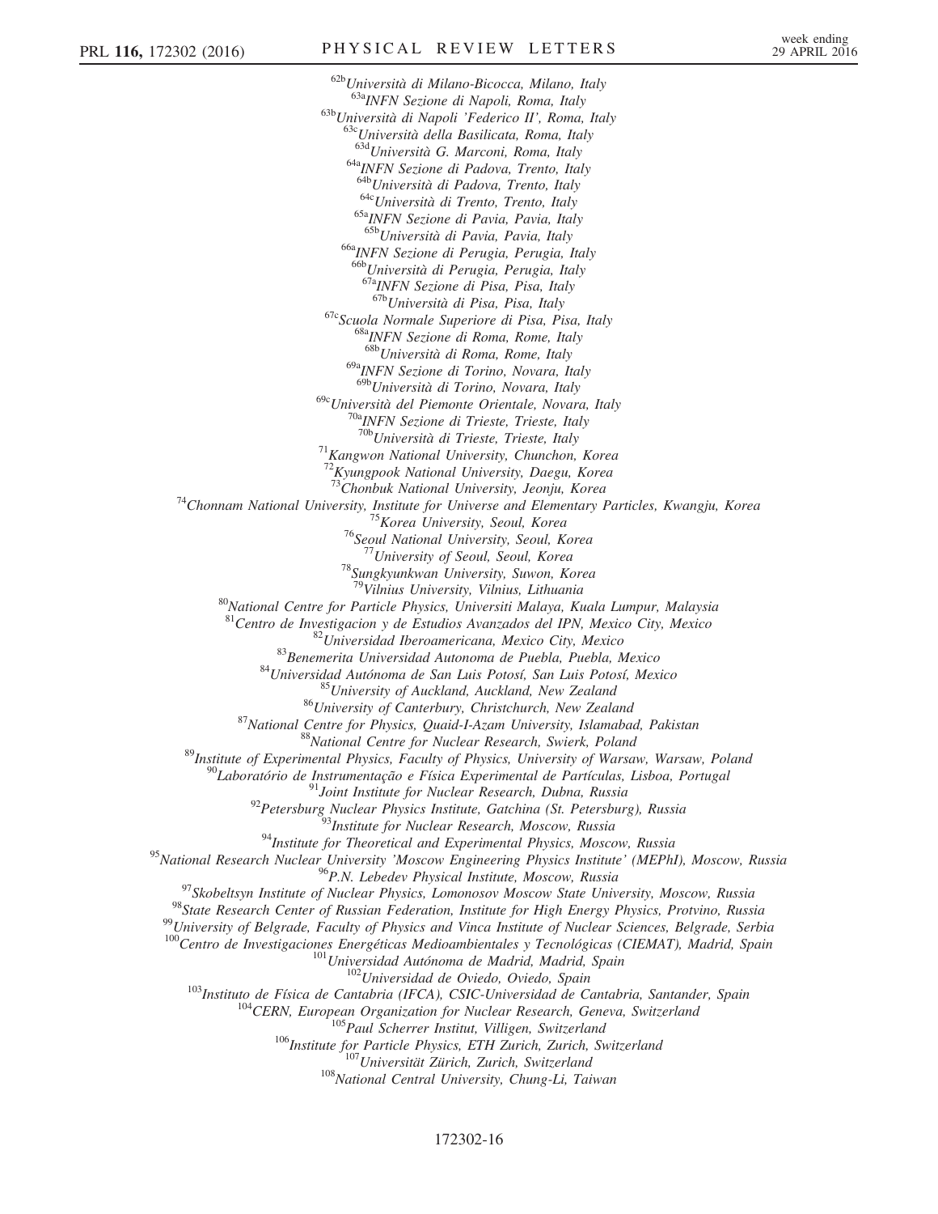[62b]Università di Milano-Bicocca, Milano, Italy
[63a]INFN Sezione di Napoli, Roma, Italy
[63b]Università di Napoli 'Federico II', Roma, Italy
[63c]Università della Basilicata, Roma, Italy
[63d]Università G. Marconi, Roma, Italy
[64a]INFN Sezione di Padova, Trento, Italy
[64b]Università di Padova, Trento, Italy
[64c]Università di Trento, Trento, Italy
[65a]INFN Sezione di Pavia, Pavia, Italy
[65b]Università di Pavia, Pavia, Italy
[66a]INFN Sezione di Perugia, Perugia, Italy
[66b]Università di Perugia, Perugia, Italy
[67a]INFN Sezione di Pisa, Pisa, Italy
[67b]Università di Pisa, Pisa, Italy
[67c]Scuola Normale Superiore di Pisa, Pisa, Italy
[68a]INFN Sezione di Roma, Rome, Italy
[68b]Università di Roma, Rome, Italy
[69a]INFN Sezione di Torino, Novara, Italy
[69b]Università di Torino, Novara, Italy
[69c]Università del Piemonte Orientale, Novara, Italy
[70a]INFN Sezione di Trieste, Trieste, Italy
[70b]Università di Trieste, Trieste, Italy
[71]Kangwon National University, Chunchon, Korea
[72]Kyungpook National University, Daegu, Korea
[73]Chonbuk National University, Jeonju, Korea
[74]Chonnam National University, Institute for Universe and Elementary Particles, Kwangju, Korea
[75]Korea University, Seoul, Korea
[76]Seoul National University, Seoul, Korea
[77]University of Seoul, Seoul, Korea
[78]Sungkyunkwan University, Suwon, Korea
[79]Vilnius University, Vilnius, Lithuania
[80]National Centre for Particle Physics, Universiti Malaya, Kuala Lumpur, Malaysia
[81]Centro de Investigacion y de Estudios Avanzados del IPN, Mexico City, Mexico
[82]Universidad Iberoamericana, Mexico City, Mexico
[83]Benemerita Universidad Autonoma de Puebla, Puebla, Mexico
[84]Universidad Autónoma de San Luis Potosí, San Luis Potosí, Mexico
[85]University of Auckland, Auckland, New Zealand
[86]University of Canterbury, Christchurch, New Zealand
[87]National Centre for Physics, Quaid-I-Azam University, Islamabad, Pakistan
[88]National Centre for Nuclear Research, Swierk, Poland
[89]Institute of Experimental Physics, Faculty of Physics, University of Warsaw, Warsaw, Poland
[90]Laboratório de Instrumentação e Física Experimental de Partículas, Lisboa, Portugal
[91]Joint Institute for Nuclear Research, Dubna, Russia
[92]Petersburg Nuclear Physics Institute, Gatchina (St. Petersburg), Russia
[93]Institute for Nuclear Research, Moscow, Russia
[94]Institute for Theoretical and Experimental Physics, Moscow, Russia
[95]National Research Nuclear University 'Moscow Engineering Physics Institute' (MEPhI), Moscow, Russia
[96]P.N. Lebedev Physical Institute, Moscow, Russia
[97]Skobeltsyn Institute of Nuclear Physics, Lomonosov Moscow State University, Moscow, Russia
[98]State Research Center of Russian Federation, Institute for High Energy Physics, Protvino, Russia
[99]University of Belgrade, Faculty of Physics and Vinca Institute of Nuclear Sciences, Belgrade, Serbia
[100]Centro de Investigaciones Energéticas Medioambientales y Tecnológicas (CIEMAT), Madrid, Spain
[101]Universidad Autónoma de Madrid, Madrid, Spain
[102]Universidad de Oviedo, Oviedo, Spain
[103]Instituto de Física de Cantabria (IFCA), CSIC-Universidad de Cantabria, Santander, Spain
[104]CERN, European Organization for Nuclear Research, Geneva, Switzerland
[105]Paul Scherrer Institut, Villigen, Switzerland
[106]Institute for Particle Physics, ETH Zurich, Zurich, Switzerland
[107]Universität Zürich, Zurich, Switzerland
[108]National Central University, Chung-Li, Taiwan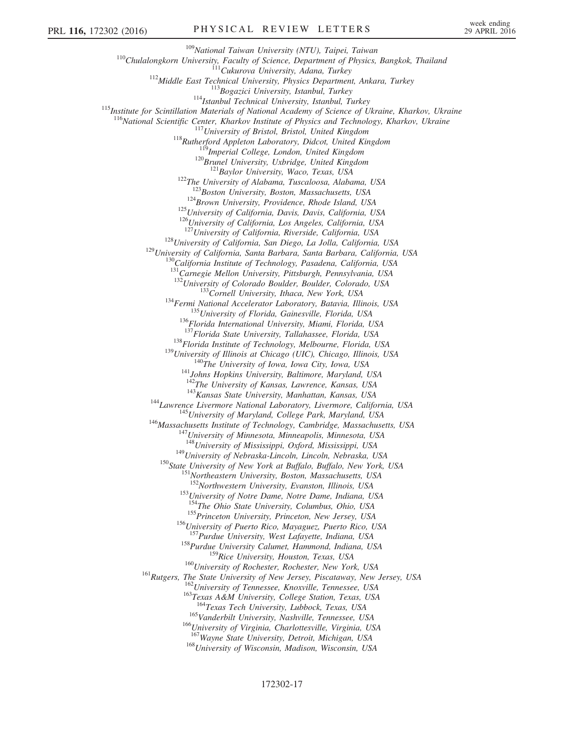[109]National Taiwan University (NTU), Taipei, Taiwan

[110]Chulalongkorn University, Faculty of Science, Department of Physics, Bangkok, Thailand

[111]Cukurova University, Adana, Turkey

[112]Middle East Technical University, Physics Department, Ankara, Turkey

[113]Bogazici University, Istanbul, Turkey

[114]Istanbul Technical University, Istanbul, Turkey

[115]Institute for Scintillation Materials of National Academy of Science of Ukraine, Kharkov, Ukraine

[116]National Scientific Center, Kharkov Institute of Physics and Technology, Kharkov, Ukraine

[117]University of Bristol, Bristol, United Kingdom

[118]Rutherford Appleton Laboratory, Didcot, United Kingdom

[119]Imperial College, London, United Kingdom

[120]Brunel University, Uxbridge, United Kingdom

[121]Baylor University, Waco, Texas, USA

[122]The University of Alabama, Tuscaloosa, Alabama, USA

[123]Boston University, Boston, Massachusetts, USA

[124]Brown University, Providence, Rhode Island, USA

[125]University of California, Davis, Davis, California, USA

[126]University of California, Los Angeles, California, USA

[127]University of California, Riverside, California, USA

[128]University of California, San Diego, La Jolla, California, USA

[129]University of California, Santa Barbara, Santa Barbara, California, USA

[130]California Institute of Technology, Pasadena, California, USA

[131]Carnegie Mellon University, Pittsburgh, Pennsylvania, USA

[132]University of Colorado Boulder, Boulder, Colorado, USA

[133]Cornell University, Ithaca, New York, USA

[134]Fermi National Accelerator Laboratory, Batavia, Illinois, USA

[135]University of Florida, Gainesville, Florida, USA

[136]Florida International University, Miami, Florida, USA

[137]Florida State University, Tallahassee, Florida, USA

[138]Florida Institute of Technology, Melbourne, Florida, USA

[139]University of Illinois at Chicago (UIC), Chicago, Illinois, USA

[140]The University of Iowa, Iowa City, Iowa, USA

[141]Johns Hopkins University, Baltimore, Maryland, USA

[142]The University of Kansas, Lawrence, Kansas, USA

[143]Kansas State University, Manhattan, Kansas, USA

[144]Lawrence Livermore National Laboratory, Livermore, California, USA

[145]University of Maryland, College Park, Maryland, USA

[146]Massachusetts Institute of Technology, Cambridge, Massachusetts, USA

[147]University of Minnesota, Minneapolis, Minnesota, USA

[148]University of Mississippi, Oxford, Mississippi, USA

[149]University of Nebraska-Lincoln, Lincoln, Nebraska, USA

[150]State University of New York at Buffalo, Buffalo, New York, USA

[151]Northeastern University, Boston, Massachusetts, USA

[152]Northwestern University, Evanston, Illinois, USA

[153]University of Notre Dame, Notre Dame, Indiana, USA

[154]The Ohio State University, Columbus, Ohio, USA

[155]Princeton University, Princeton, New Jersey, USA

[156]University of Puerto Rico, Mayaguez, Puerto Rico, USA

[157]Purdue University, West Lafayette, Indiana, USA

[158]Purdue University Calumet, Hammond, Indiana, USA

[159]Rice University, Houston, Texas, USA

[160]University of Rochester, Rochester, New York, USA

[161]Rutgers, The State University of New Jersey, Piscataway, New Jersey, USA

[162]University of Tennessee, Knoxville, Tennessee, USA

[163]Texas A&M University, College Station, Texas, USA

[164]Texas Tech University, Lubbock, Texas, USA

[165]Vanderbilt University, Nashville, Tennessee, USA

[166]University of Virginia, Charlottesville, Virginia, USA

[167]Wayne State University, Detroit, Michigan, USA

[168]University of Wisconsin, Madison, Wisconsin, USA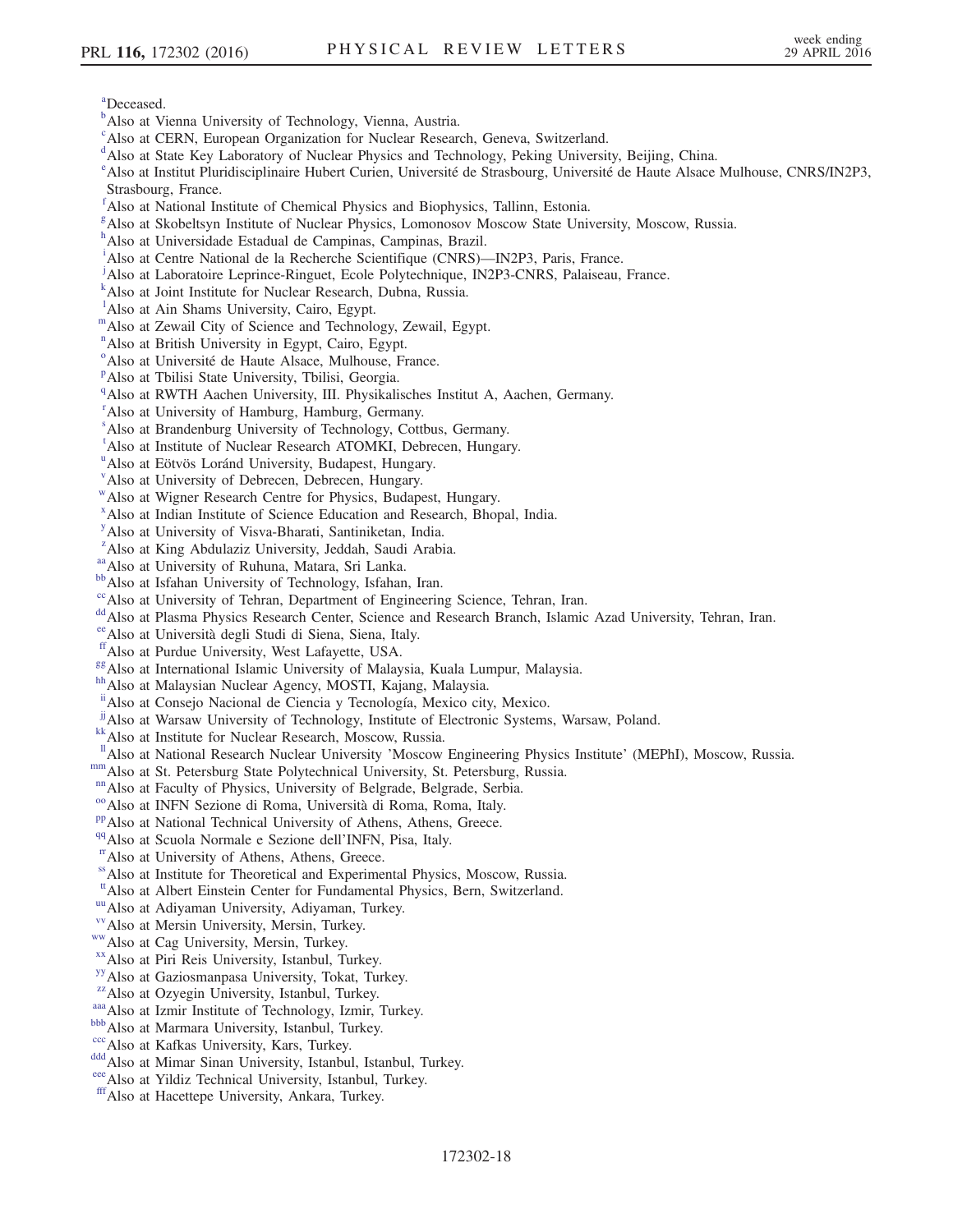[a]Deceased.

[b]Also at Vienna University of Technology, Vienna, Austria.

[c]Also at CERN, European Organization for Nuclear Research, Geneva, Switzerland.

[d]Also at State Key Laboratory of Nuclear Physics and Technology, Peking University, Beijing, China.

[e]Also at Institut Pluridisciplinaire Hubert Curien, Université de Strasbourg, Université de Haute Alsace Mulhouse, CNRS/IN2P3, Strasbourg, France.

[f]Also at National Institute of Chemical Physics and Biophysics, Tallinn, Estonia.

[g]Also at Skobeltsyn Institute of Nuclear Physics, Lomonosov Moscow State University, Moscow, Russia.

[h]Also at Universidade Estadual de Campinas, Campinas, Brazil.

[i]Also at Centre National de la Recherche Scientifique (CNRS)—IN2P3, Paris, France.

[j]Also at Laboratoire Leprince-Ringuet, Ecole Polytechnique, IN2P3-CNRS, Palaiseau, France.

[k]Also at Joint Institute for Nuclear Research, Dubna, Russia.

[l]Also at Ain Shams University, Cairo, Egypt.

[m]Also at Zewail City of Science and Technology, Zewail, Egypt.

[n]Also at British University in Egypt, Cairo, Egypt.

[o]Also at Université de Haute Alsace, Mulhouse, France.

[p]Also at Tbilisi State University, Tbilisi, Georgia.

[q]Also at RWTH Aachen University, III. Physikalisches Institut A, Aachen, Germany.

[r]Also at University of Hamburg, Hamburg, Germany.

[s]Also at Brandenburg University of Technology, Cottbus, Germany.

[t]Also at Institute of Nuclear Research ATOMKI, Debrecen, Hungary.

[u]Also at Eötvös Loránd University, Budapest, Hungary.

[v]Also at University of Debrecen, Debrecen, Hungary.

[w]Also at Wigner Research Centre for Physics, Budapest, Hungary.

[x]Also at Indian Institute of Science Education and Research, Bhopal, India.

[y]Also at University of Visva-Bharati, Santiniketan, India.

[z]Also at King Abdulaziz University, Jeddah, Saudi Arabia.

[aa]Also at University of Ruhuna, Matara, Sri Lanka.

[bb]Also at Isfahan University of Technology, Isfahan, Iran.

[cc]Also at University of Tehran, Department of Engineering Science, Tehran, Iran.

[dd]Also at Plasma Physics Research Center, Science and Research Branch, Islamic Azad University, Tehran, Iran.

[ee]Also at Università degli Studi di Siena, Siena, Italy.

[ff]Also at Purdue University, West Lafayette, USA.

[gg]Also at International Islamic University of Malaysia, Kuala Lumpur, Malaysia.

[hh]Also at Malaysian Nuclear Agency, MOSTI, Kajang, Malaysia.

[ii]Also at Consejo Nacional de Ciencia y Tecnología, Mexico city, Mexico.

[jj]Also at Warsaw University of Technology, Institute of Electronic Systems, Warsaw, Poland.

[kk]Also at Institute for Nuclear Research, Moscow, Russia.

[ll]Also at National Research Nuclear University 'Moscow Engineering Physics Institute' (MEPhI), Moscow, Russia.

[mm]Also at St. Petersburg State Polytechnical University, St. Petersburg, Russia.

[nn]Also at Faculty of Physics, University of Belgrade, Belgrade, Serbia.

[oo]Also at INFN Sezione di Roma, Università di Roma, Roma, Italy.

[pp]Also at National Technical University of Athens, Athens, Greece.

[qq]Also at Scuola Normale e Sezione dell'INFN, Pisa, Italy.

[rr]Also at University of Athens, Athens, Greece.

[ss]Also at Institute for Theoretical and Experimental Physics, Moscow, Russia.

[tt]Also at Albert Einstein Center for Fundamental Physics, Bern, Switzerland.

[uu]Also at Adiyaman University, Adiyaman, Turkey.

[vv]Also at Mersin University, Mersin, Turkey.

[ww]Also at Cag University, Mersin, Turkey.

[xx]Also at Piri Reis University, Istanbul, Turkey.

[yy]Also at Gaziosmanpasa University, Tokat, Turkey.

[zz]Also at Ozyegin University, Istanbul, Turkey.

[aaa]Also at Izmir Institute of Technology, Izmir, Turkey.

[bbb]Also at Marmara University, Istanbul, Turkey.

[ccc]Also at Kafkas University, Kars, Turkey.

[ddd]Also at Mimar Sinan University, Istanbul, Istanbul, Turkey.

[eee]Also at Yildiz Technical University, Istanbul, Turkey.

[fff]Also at Hacettepe University, Ankara, Turkey.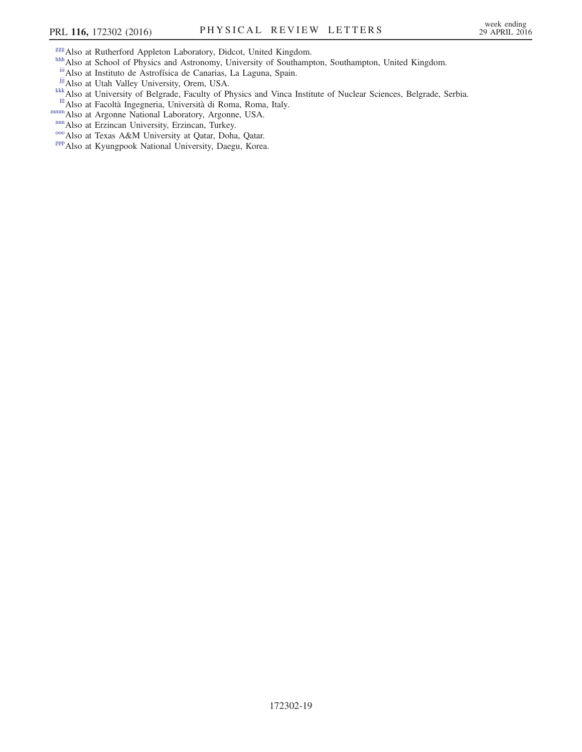[ggg]Also at Rutherford Appleton Laboratory, Didcot, United Kingdom.

[hhh]Also at School of Physics and Astronomy, University of Southampton, Southampton, United Kingdom.

[iii]Also at Instituto de Astrofísica de Canarias, La Laguna, Spain.

[jjj]Also at Utah Valley University, Orem, USA.

[kkk]Also at University of Belgrade, Faculty of Physics and Vinca Institute of Nuclear Sciences, Belgrade, Serbia.

[lll]Also at Facoltà Ingegneria, Università di Roma, Roma, Italy.

[mmm]Also at Argonne National Laboratory, Argonne, USA.

[nnn]Also at Erzincan University, Erzincan, Turkey.

[ooo]Also at Texas A&M University at Qatar, Doha, Qatar.

[ppp]Also at Kyungpook National University, Daegu, Korea.